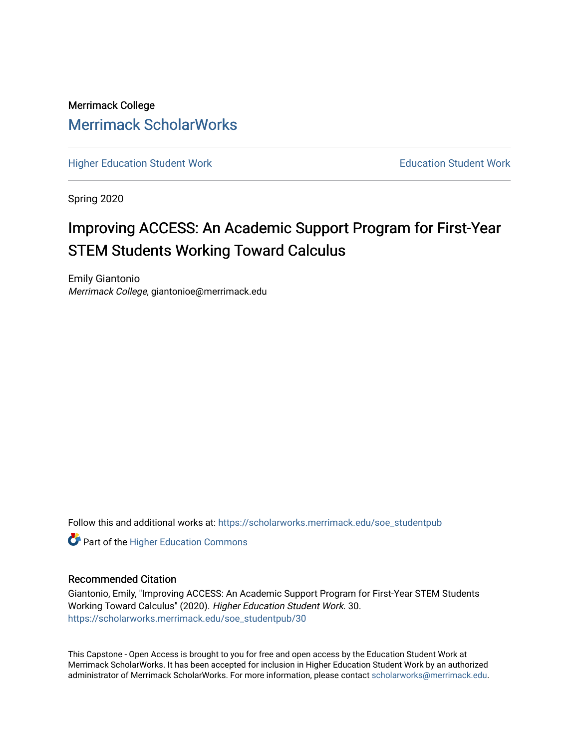Merrimack College

# Merrimack ScholarWorks

Higher Education Student Work | Education Student Work

Spring 2020

## Improving ACCESS: An Academic Support Program for First-Year STEM Students Working Toward Calculus

Emily Giantonio
*Merrimack College*, giantonioe@merrimack.edu

Follow this and additional works at: https://scholarworks.merrimack.edu/soe_studentpub

Part of the Higher Education Commons

### Recommended Citation

Giantonio, Emily, "Improving ACCESS: An Academic Support Program for First-Year STEM Students Working Toward Calculus" (2020). *Higher Education Student Work*. 30.
https://scholarworks.merrimack.edu/soe_studentpub/30

This Capstone - Open Access is brought to you for free and open access by the Education Student Work at Merrimack ScholarWorks. It has been accepted for inclusion in Higher Education Student Work by an authorized administrator of Merrimack ScholarWorks. For more information, please contact scholarworks@merrimack.edu.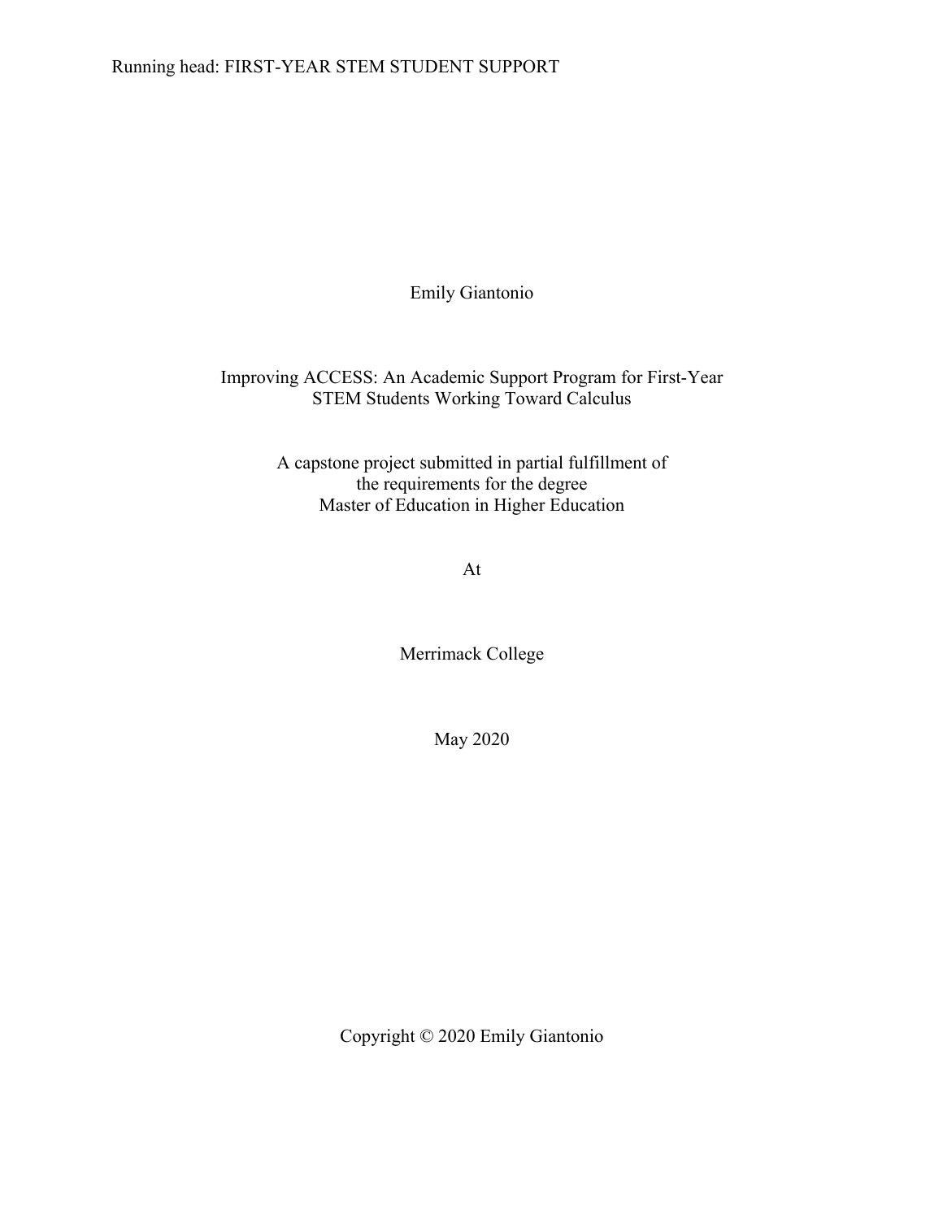Emily Giantonio

Improving ACCESS: An Academic Support Program for First-Year STEM Students Working Toward Calculus

A capstone project submitted in partial fulfillment of the requirements for the degree Master of Education in Higher Education

At

Merrimack College

May 2020

Copyright © 2020 Emily Giantonio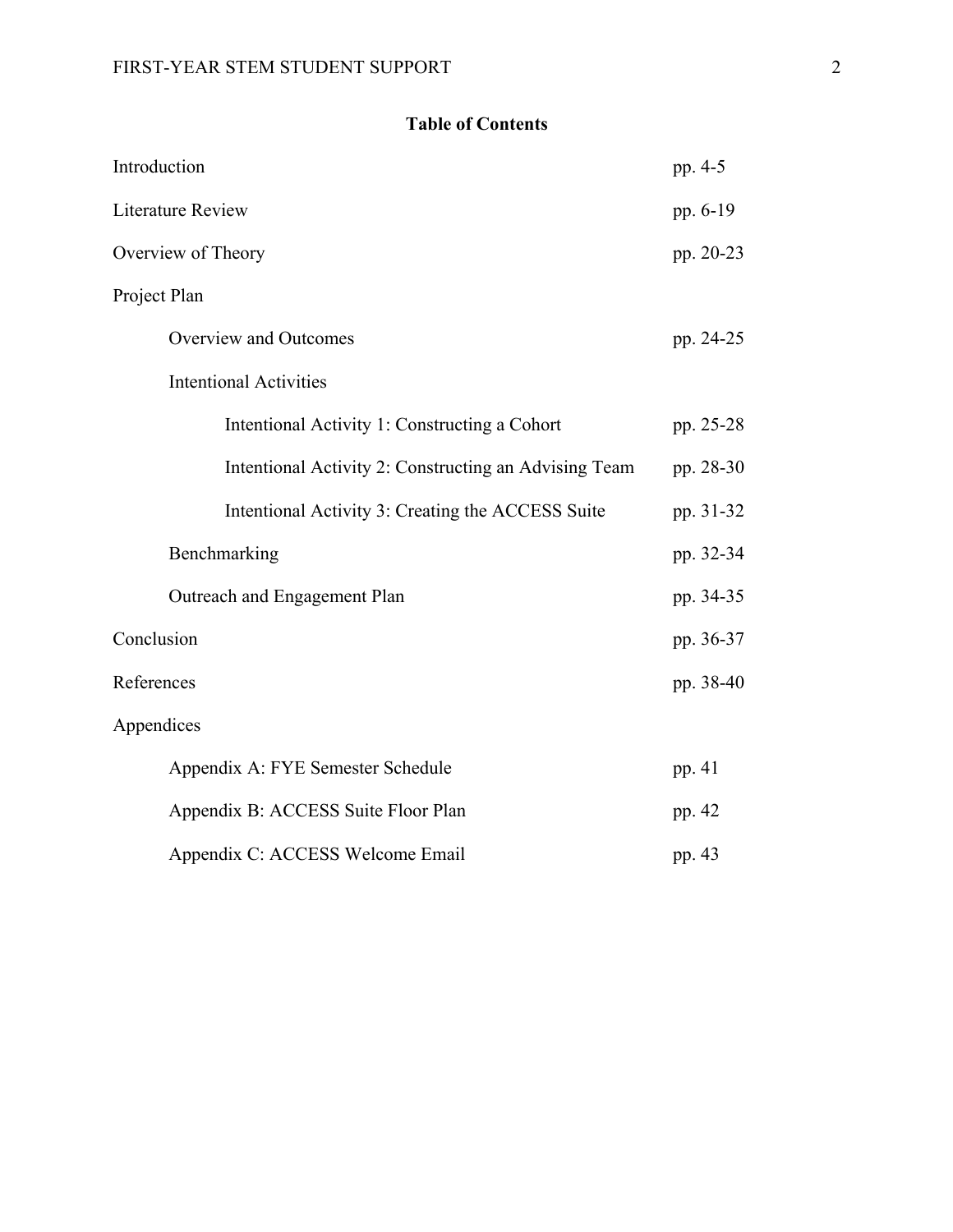## Table of Contents

| | |
|---|---|
| Introduction | pp. 4-5 |
| Literature Review | pp. 6-19 |
| Overview of Theory | pp. 20-23 |
| Project Plan | |
| Overview and Outcomes | pp. 24-25 |
| Intentional Activities | |
| Intentional Activity 1: Constructing a Cohort | pp. 25-28 |
| Intentional Activity 2: Constructing an Advising Team | pp. 28-30 |
| Intentional Activity 3: Creating the ACCESS Suite | pp. 31-32 |
| Benchmarking | pp. 32-34 |
| Outreach and Engagement Plan | pp. 34-35 |
| Conclusion | pp. 36-37 |
| References | pp. 38-40 |
| Appendices | |
| Appendix A: FYE Semester Schedule | pp. 41 |
| Appendix B: ACCESS Suite Floor Plan | pp. 42 |
| Appendix C: ACCESS Welcome Email | pp. 43 |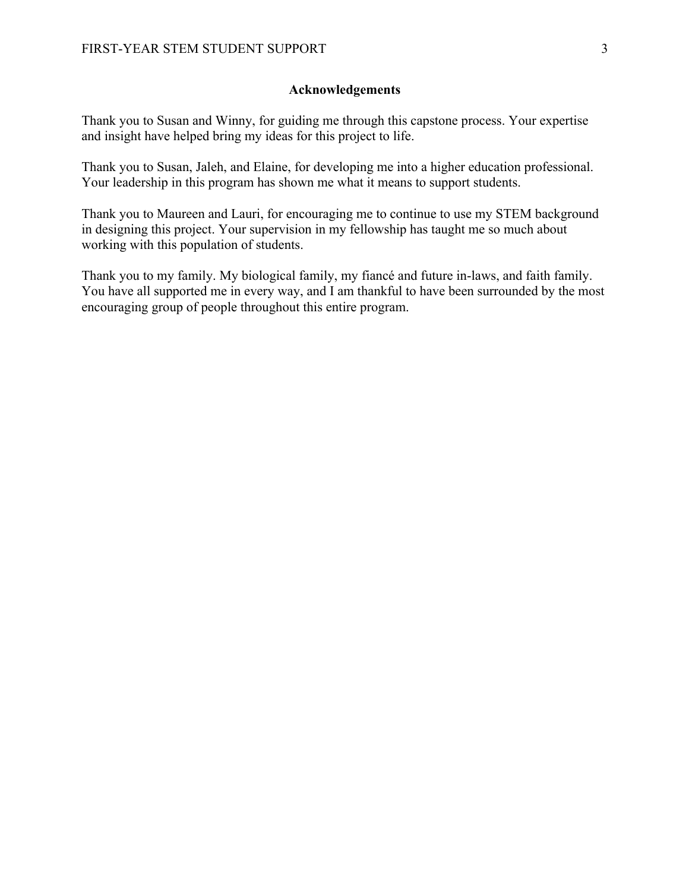## Acknowledgements

Thank you to Susan and Winny, for guiding me through this capstone process. Your expertise and insight have helped bring my ideas for this project to life.

Thank you to Susan, Jaleh, and Elaine, for developing me into a higher education professional. Your leadership in this program has shown me what it means to support students.

Thank you to Maureen and Lauri, for encouraging me to continue to use my STEM background in designing this project. Your supervision in my fellowship has taught me so much about working with this population of students.

Thank you to my family. My biological family, my fiancé and future in-laws, and faith family. You have all supported me in every way, and I am thankful to have been surrounded by the most encouraging group of people throughout this entire program.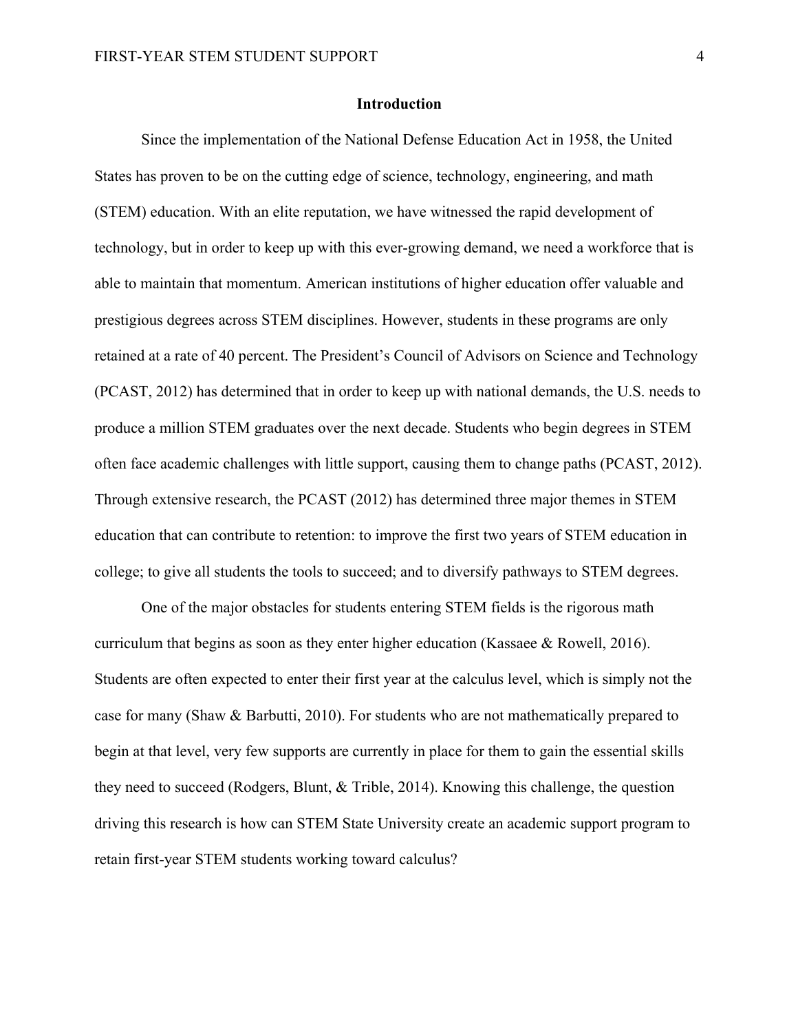# Introduction

Since the implementation of the National Defense Education Act in 1958, the United States has proven to be on the cutting edge of science, technology, engineering, and math (STEM) education. With an elite reputation, we have witnessed the rapid development of technology, but in order to keep up with this ever-growing demand, we need a workforce that is able to maintain that momentum. American institutions of higher education offer valuable and prestigious degrees across STEM disciplines. However, students in these programs are only retained at a rate of 40 percent. The President's Council of Advisors on Science and Technology (PCAST, 2012) has determined that in order to keep up with national demands, the U.S. needs to produce a million STEM graduates over the next decade. Students who begin degrees in STEM often face academic challenges with little support, causing them to change paths (PCAST, 2012). Through extensive research, the PCAST (2012) has determined three major themes in STEM education that can contribute to retention: to improve the first two years of STEM education in college; to give all students the tools to succeed; and to diversify pathways to STEM degrees.

One of the major obstacles for students entering STEM fields is the rigorous math curriculum that begins as soon as they enter higher education (Kassaee & Rowell, 2016). Students are often expected to enter their first year at the calculus level, which is simply not the case for many (Shaw & Barbutti, 2010). For students who are not mathematically prepared to begin at that level, very few supports are currently in place for them to gain the essential skills they need to succeed (Rodgers, Blunt, & Trible, 2014). Knowing this challenge, the question driving this research is how can STEM State University create an academic support program to retain first-year STEM students working toward calculus?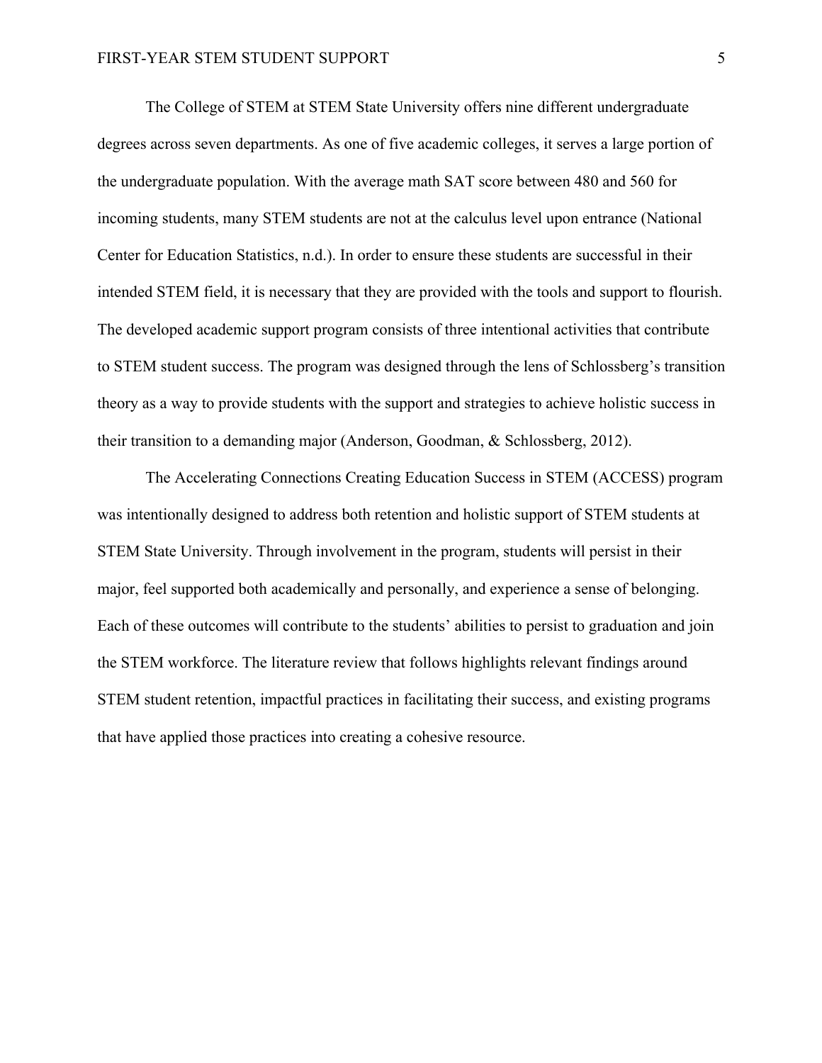The College of STEM at STEM State University offers nine different undergraduate degrees across seven departments. As one of five academic colleges, it serves a large portion of the undergraduate population. With the average math SAT score between 480 and 560 for incoming students, many STEM students are not at the calculus level upon entrance (National Center for Education Statistics, n.d.). In order to ensure these students are successful in their intended STEM field, it is necessary that they are provided with the tools and support to flourish. The developed academic support program consists of three intentional activities that contribute to STEM student success. The program was designed through the lens of Schlossberg's transition theory as a way to provide students with the support and strategies to achieve holistic success in their transition to a demanding major (Anderson, Goodman, & Schlossberg, 2012).

The Accelerating Connections Creating Education Success in STEM (ACCESS) program was intentionally designed to address both retention and holistic support of STEM students at STEM State University. Through involvement in the program, students will persist in their major, feel supported both academically and personally, and experience a sense of belonging. Each of these outcomes will contribute to the students' abilities to persist to graduation and join the STEM workforce. The literature review that follows highlights relevant findings around STEM student retention, impactful practices in facilitating their success, and existing programs that have applied those practices into creating a cohesive resource.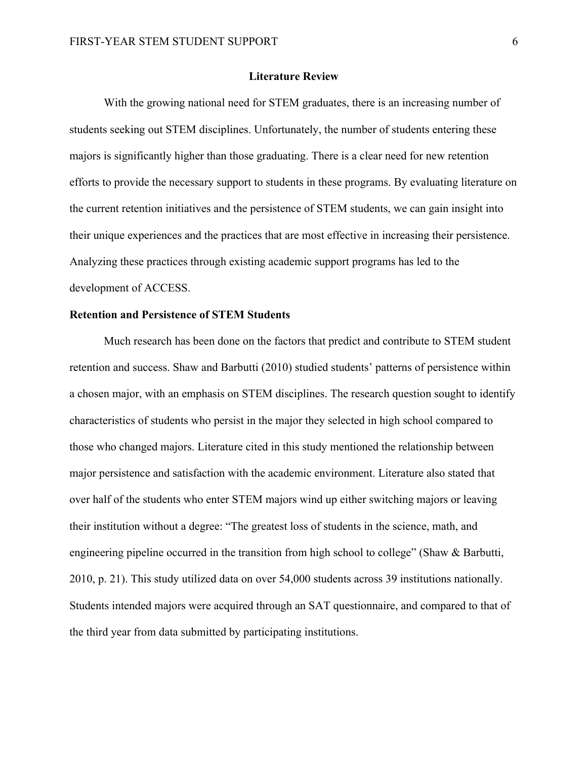## Literature Review

With the growing national need for STEM graduates, there is an increasing number of students seeking out STEM disciplines. Unfortunately, the number of students entering these majors is significantly higher than those graduating. There is a clear need for new retention efforts to provide the necessary support to students in these programs. By evaluating literature on the current retention initiatives and the persistence of STEM students, we can gain insight into their unique experiences and the practices that are most effective in increasing their persistence. Analyzing these practices through existing academic support programs has led to the development of ACCESS.

### Retention and Persistence of STEM Students

Much research has been done on the factors that predict and contribute to STEM student retention and success. Shaw and Barbutti (2010) studied students' patterns of persistence within a chosen major, with an emphasis on STEM disciplines. The research question sought to identify characteristics of students who persist in the major they selected in high school compared to those who changed majors. Literature cited in this study mentioned the relationship between major persistence and satisfaction with the academic environment. Literature also stated that over half of the students who enter STEM majors wind up either switching majors or leaving their institution without a degree: "The greatest loss of students in the science, math, and engineering pipeline occurred in the transition from high school to college" (Shaw & Barbutti, 2010, p. 21). This study utilized data on over 54,000 students across 39 institutions nationally. Students intended majors were acquired through an SAT questionnaire, and compared to that of the third year from data submitted by participating institutions.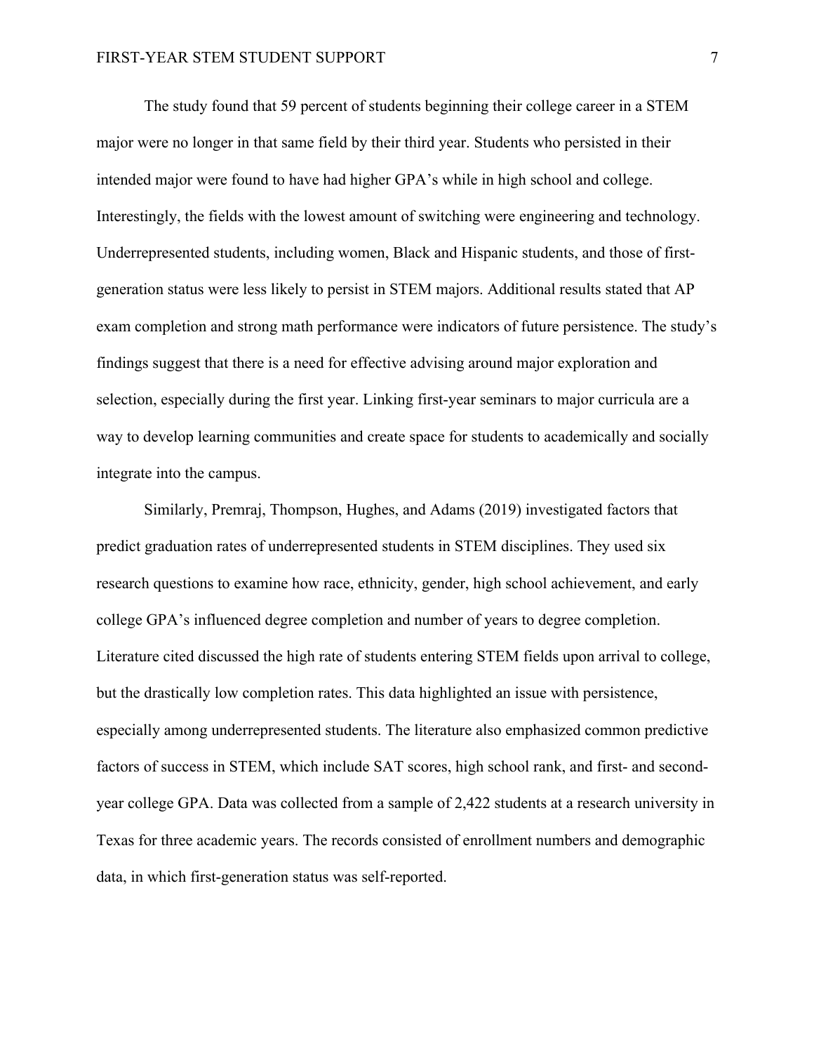The study found that 59 percent of students beginning their college career in a STEM major were no longer in that same field by their third year. Students who persisted in their intended major were found to have had higher GPA's while in high school and college. Interestingly, the fields with the lowest amount of switching were engineering and technology. Underrepresented students, including women, Black and Hispanic students, and those of first-generation status were less likely to persist in STEM majors. Additional results stated that AP exam completion and strong math performance were indicators of future persistence. The study's findings suggest that there is a need for effective advising around major exploration and selection, especially during the first year. Linking first-year seminars to major curricula are a way to develop learning communities and create space for students to academically and socially integrate into the campus.

Similarly, Premraj, Thompson, Hughes, and Adams (2019) investigated factors that predict graduation rates of underrepresented students in STEM disciplines. They used six research questions to examine how race, ethnicity, gender, high school achievement, and early college GPA's influenced degree completion and number of years to degree completion. Literature cited discussed the high rate of students entering STEM fields upon arrival to college, but the drastically low completion rates. This data highlighted an issue with persistence, especially among underrepresented students. The literature also emphasized common predictive factors of success in STEM, which include SAT scores, high school rank, and first- and second-year college GPA. Data was collected from a sample of 2,422 students at a research university in Texas for three academic years. The records consisted of enrollment numbers and demographic data, in which first-generation status was self-reported.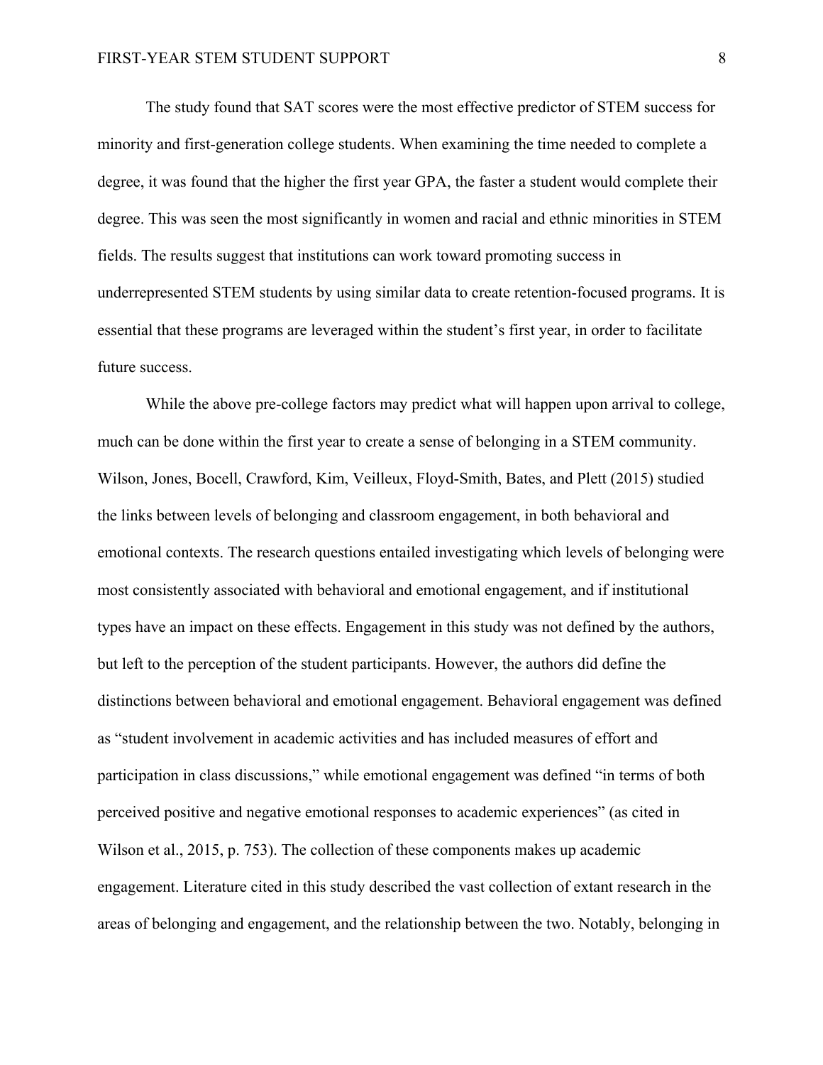The study found that SAT scores were the most effective predictor of STEM success for minority and first-generation college students. When examining the time needed to complete a degree, it was found that the higher the first year GPA, the faster a student would complete their degree. This was seen the most significantly in women and racial and ethnic minorities in STEM fields. The results suggest that institutions can work toward promoting success in underrepresented STEM students by using similar data to create retention-focused programs. It is essential that these programs are leveraged within the student's first year, in order to facilitate future success.

While the above pre-college factors may predict what will happen upon arrival to college, much can be done within the first year to create a sense of belonging in a STEM community. Wilson, Jones, Bocell, Crawford, Kim, Veilleux, Floyd-Smith, Bates, and Plett (2015) studied the links between levels of belonging and classroom engagement, in both behavioral and emotional contexts. The research questions entailed investigating which levels of belonging were most consistently associated with behavioral and emotional engagement, and if institutional types have an impact on these effects. Engagement in this study was not defined by the authors, but left to the perception of the student participants. However, the authors did define the distinctions between behavioral and emotional engagement. Behavioral engagement was defined as "student involvement in academic activities and has included measures of effort and participation in class discussions," while emotional engagement was defined "in terms of both perceived positive and negative emotional responses to academic experiences" (as cited in Wilson et al., 2015, p. 753). The collection of these components makes up academic engagement. Literature cited in this study described the vast collection of extant research in the areas of belonging and engagement, and the relationship between the two. Notably, belonging in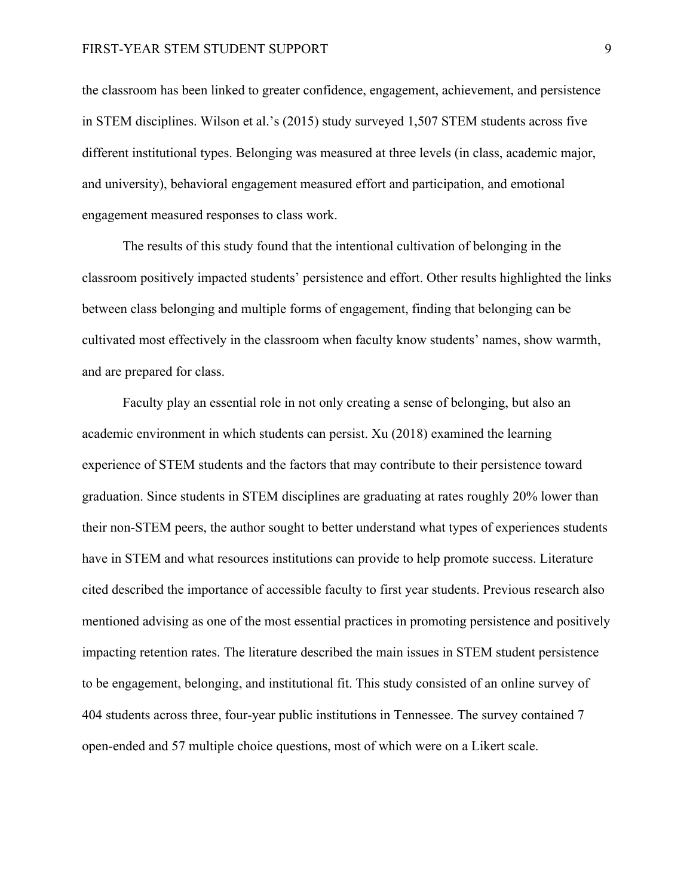the classroom has been linked to greater confidence, engagement, achievement, and persistence in STEM disciplines. Wilson et al.'s (2015) study surveyed 1,507 STEM students across five different institutional types. Belonging was measured at three levels (in class, academic major, and university), behavioral engagement measured effort and participation, and emotional engagement measured responses to class work.

The results of this study found that the intentional cultivation of belonging in the classroom positively impacted students' persistence and effort. Other results highlighted the links between class belonging and multiple forms of engagement, finding that belonging can be cultivated most effectively in the classroom when faculty know students' names, show warmth, and are prepared for class.

Faculty play an essential role in not only creating a sense of belonging, but also an academic environment in which students can persist. Xu (2018) examined the learning experience of STEM students and the factors that may contribute to their persistence toward graduation. Since students in STEM disciplines are graduating at rates roughly 20% lower than their non-STEM peers, the author sought to better understand what types of experiences students have in STEM and what resources institutions can provide to help promote success. Literature cited described the importance of accessible faculty to first year students. Previous research also mentioned advising as one of the most essential practices in promoting persistence and positively impacting retention rates. The literature described the main issues in STEM student persistence to be engagement, belonging, and institutional fit. This study consisted of an online survey of 404 students across three, four-year public institutions in Tennessee. The survey contained 7 open-ended and 57 multiple choice questions, most of which were on a Likert scale.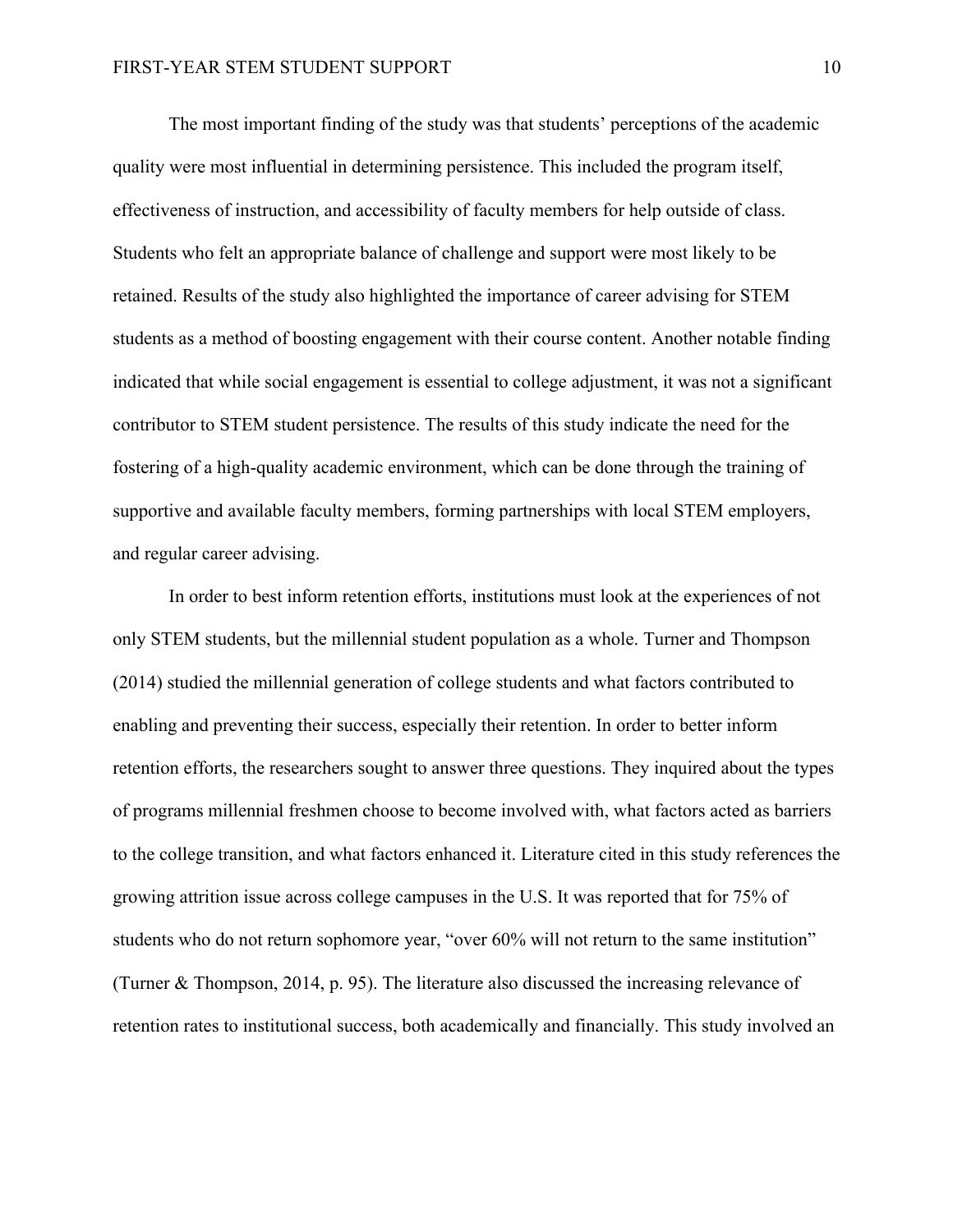The most important finding of the study was that students' perceptions of the academic quality were most influential in determining persistence. This included the program itself, effectiveness of instruction, and accessibility of faculty members for help outside of class. Students who felt an appropriate balance of challenge and support were most likely to be retained. Results of the study also highlighted the importance of career advising for STEM students as a method of boosting engagement with their course content. Another notable finding indicated that while social engagement is essential to college adjustment, it was not a significant contributor to STEM student persistence. The results of this study indicate the need for the fostering of a high-quality academic environment, which can be done through the training of supportive and available faculty members, forming partnerships with local STEM employers, and regular career advising.

In order to best inform retention efforts, institutions must look at the experiences of not only STEM students, but the millennial student population as a whole. Turner and Thompson (2014) studied the millennial generation of college students and what factors contributed to enabling and preventing their success, especially their retention. In order to better inform retention efforts, the researchers sought to answer three questions. They inquired about the types of programs millennial freshmen choose to become involved with, what factors acted as barriers to the college transition, and what factors enhanced it. Literature cited in this study references the growing attrition issue across college campuses in the U.S. It was reported that for 75% of students who do not return sophomore year, "over 60% will not return to the same institution" (Turner & Thompson, 2014, p. 95). The literature also discussed the increasing relevance of retention rates to institutional success, both academically and financially. This study involved an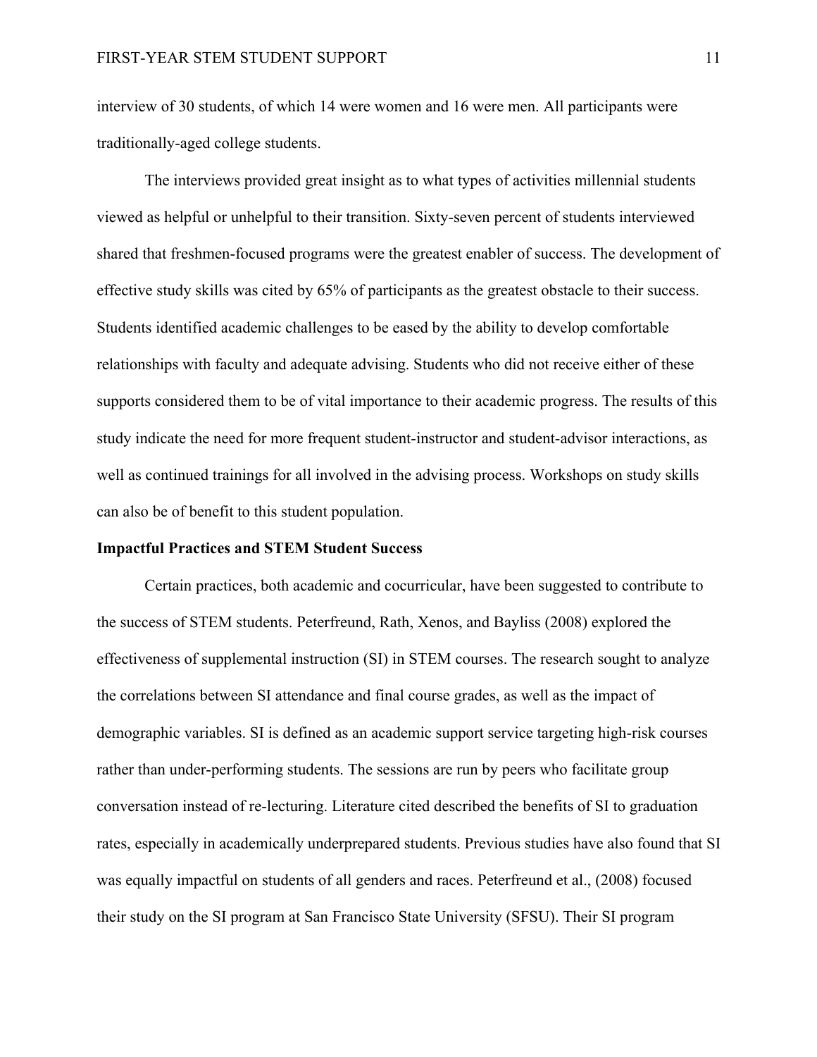interview of 30 students, of which 14 were women and 16 were men. All participants were traditionally-aged college students.

The interviews provided great insight as to what types of activities millennial students viewed as helpful or unhelpful to their transition. Sixty-seven percent of students interviewed shared that freshmen-focused programs were the greatest enabler of success. The development of effective study skills was cited by 65% of participants as the greatest obstacle to their success. Students identified academic challenges to be eased by the ability to develop comfortable relationships with faculty and adequate advising. Students who did not receive either of these supports considered them to be of vital importance to their academic progress. The results of this study indicate the need for more frequent student-instructor and student-advisor interactions, as well as continued trainings for all involved in the advising process. Workshops on study skills can also be of benefit to this student population.

**Impactful Practices and STEM Student Success**

Certain practices, both academic and cocurricular, have been suggested to contribute to the success of STEM students. Peterfreund, Rath, Xenos, and Bayliss (2008) explored the effectiveness of supplemental instruction (SI) in STEM courses. The research sought to analyze the correlations between SI attendance and final course grades, as well as the impact of demographic variables. SI is defined as an academic support service targeting high-risk courses rather than under-performing students. The sessions are run by peers who facilitate group conversation instead of re-lecturing. Literature cited described the benefits of SI to graduation rates, especially in academically underprepared students. Previous studies have also found that SI was equally impactful on students of all genders and races. Peterfreund et al., (2008) focused their study on the SI program at San Francisco State University (SFSU). Their SI program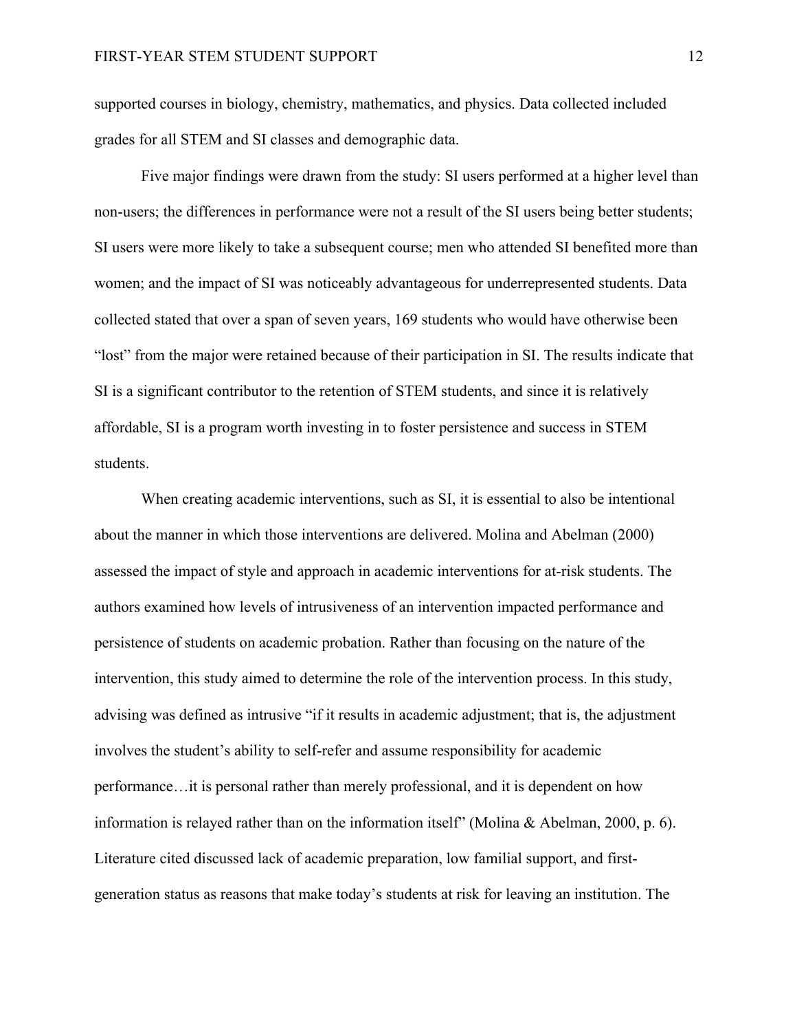supported courses in biology, chemistry, mathematics, and physics. Data collected included grades for all STEM and SI classes and demographic data.

Five major findings were drawn from the study: SI users performed at a higher level than non-users; the differences in performance were not a result of the SI users being better students; SI users were more likely to take a subsequent course; men who attended SI benefited more than women; and the impact of SI was noticeably advantageous for underrepresented students. Data collected stated that over a span of seven years, 169 students who would have otherwise been "lost" from the major were retained because of their participation in SI. The results indicate that SI is a significant contributor to the retention of STEM students, and since it is relatively affordable, SI is a program worth investing in to foster persistence and success in STEM students.

When creating academic interventions, such as SI, it is essential to also be intentional about the manner in which those interventions are delivered. Molina and Abelman (2000) assessed the impact of style and approach in academic interventions for at-risk students. The authors examined how levels of intrusiveness of an intervention impacted performance and persistence of students on academic probation. Rather than focusing on the nature of the intervention, this study aimed to determine the role of the intervention process. In this study, advising was defined as intrusive "if it results in academic adjustment; that is, the adjustment involves the student's ability to self-refer and assume responsibility for academic performance…it is personal rather than merely professional, and it is dependent on how information is relayed rather than on the information itself" (Molina & Abelman, 2000, p. 6). Literature cited discussed lack of academic preparation, low familial support, and first-generation status as reasons that make today's students at risk for leaving an institution. The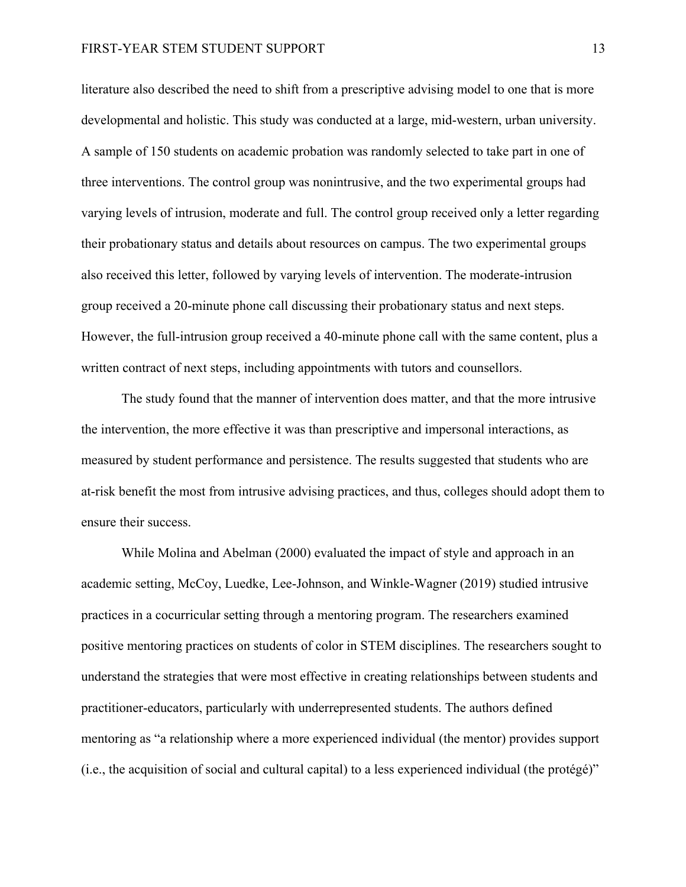literature also described the need to shift from a prescriptive advising model to one that is more developmental and holistic. This study was conducted at a large, mid-western, urban university. A sample of 150 students on academic probation was randomly selected to take part in one of three interventions. The control group was nonintrusive, and the two experimental groups had varying levels of intrusion, moderate and full. The control group received only a letter regarding their probationary status and details about resources on campus. The two experimental groups also received this letter, followed by varying levels of intervention. The moderate-intrusion group received a 20-minute phone call discussing their probationary status and next steps. However, the full-intrusion group received a 40-minute phone call with the same content, plus a written contract of next steps, including appointments with tutors and counsellors.

The study found that the manner of intervention does matter, and that the more intrusive the intervention, the more effective it was than prescriptive and impersonal interactions, as measured by student performance and persistence. The results suggested that students who are at-risk benefit the most from intrusive advising practices, and thus, colleges should adopt them to ensure their success.

While Molina and Abelman (2000) evaluated the impact of style and approach in an academic setting, McCoy, Luedke, Lee-Johnson, and Winkle-Wagner (2019) studied intrusive practices in a cocurricular setting through a mentoring program. The researchers examined positive mentoring practices on students of color in STEM disciplines. The researchers sought to understand the strategies that were most effective in creating relationships between students and practitioner-educators, particularly with underrepresented students. The authors defined mentoring as "a relationship where a more experienced individual (the mentor) provides support (i.e., the acquisition of social and cultural capital) to a less experienced individual (the protégé)"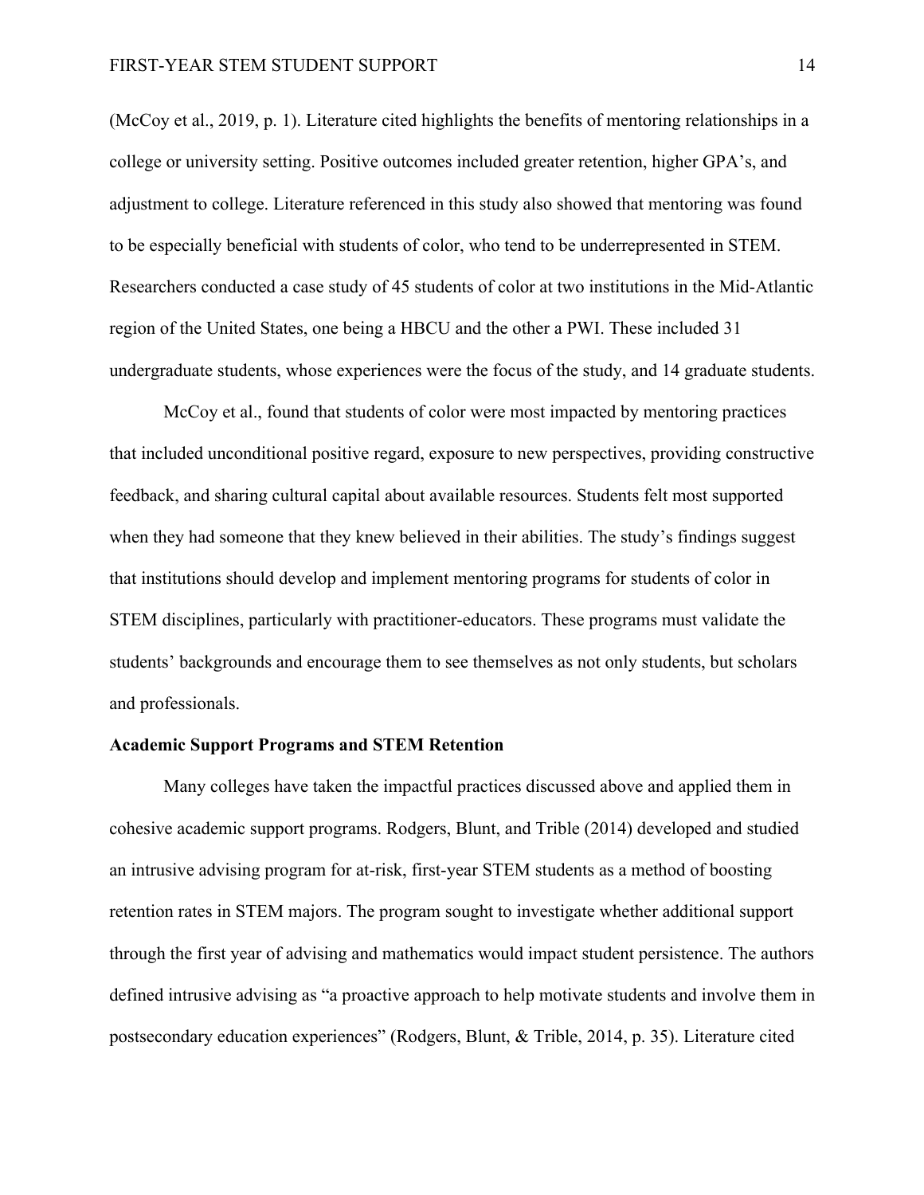(McCoy et al., 2019, p. 1). Literature cited highlights the benefits of mentoring relationships in a college or university setting. Positive outcomes included greater retention, higher GPA's, and adjustment to college. Literature referenced in this study also showed that mentoring was found to be especially beneficial with students of color, who tend to be underrepresented in STEM. Researchers conducted a case study of 45 students of color at two institutions in the Mid-Atlantic region of the United States, one being a HBCU and the other a PWI. These included 31 undergraduate students, whose experiences were the focus of the study, and 14 graduate students.

McCoy et al., found that students of color were most impacted by mentoring practices that included unconditional positive regard, exposure to new perspectives, providing constructive feedback, and sharing cultural capital about available resources. Students felt most supported when they had someone that they knew believed in their abilities. The study's findings suggest that institutions should develop and implement mentoring programs for students of color in STEM disciplines, particularly with practitioner-educators. These programs must validate the students' backgrounds and encourage them to see themselves as not only students, but scholars and professionals.

**Academic Support Programs and STEM Retention**

Many colleges have taken the impactful practices discussed above and applied them in cohesive academic support programs. Rodgers, Blunt, and Trible (2014) developed and studied an intrusive advising program for at-risk, first-year STEM students as a method of boosting retention rates in STEM majors. The program sought to investigate whether additional support through the first year of advising and mathematics would impact student persistence. The authors defined intrusive advising as "a proactive approach to help motivate students and involve them in postsecondary education experiences" (Rodgers, Blunt, & Trible, 2014, p. 35). Literature cited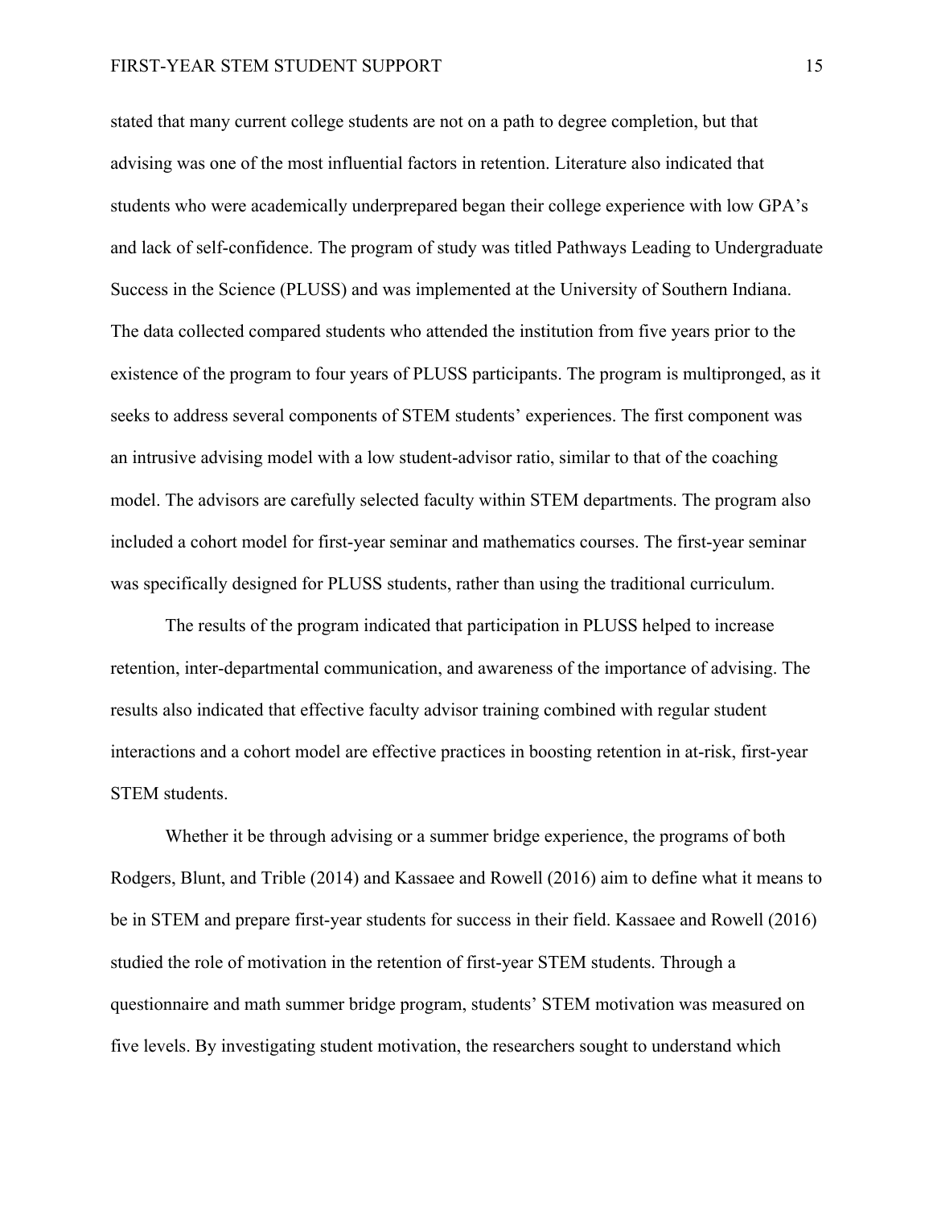stated that many current college students are not on a path to degree completion, but that advising was one of the most influential factors in retention. Literature also indicated that students who were academically underprepared began their college experience with low GPA's and lack of self-confidence. The program of study was titled Pathways Leading to Undergraduate Success in the Science (PLUSS) and was implemented at the University of Southern Indiana. The data collected compared students who attended the institution from five years prior to the existence of the program to four years of PLUSS participants. The program is multipronged, as it seeks to address several components of STEM students' experiences. The first component was an intrusive advising model with a low student-advisor ratio, similar to that of the coaching model. The advisors are carefully selected faculty within STEM departments. The program also included a cohort model for first-year seminar and mathematics courses. The first-year seminar was specifically designed for PLUSS students, rather than using the traditional curriculum.

The results of the program indicated that participation in PLUSS helped to increase retention, inter-departmental communication, and awareness of the importance of advising. The results also indicated that effective faculty advisor training combined with regular student interactions and a cohort model are effective practices in boosting retention in at-risk, first-year STEM students.

Whether it be through advising or a summer bridge experience, the programs of both Rodgers, Blunt, and Trible (2014) and Kassaee and Rowell (2016) aim to define what it means to be in STEM and prepare first-year students for success in their field. Kassaee and Rowell (2016) studied the role of motivation in the retention of first-year STEM students. Through a questionnaire and math summer bridge program, students' STEM motivation was measured on five levels. By investigating student motivation, the researchers sought to understand which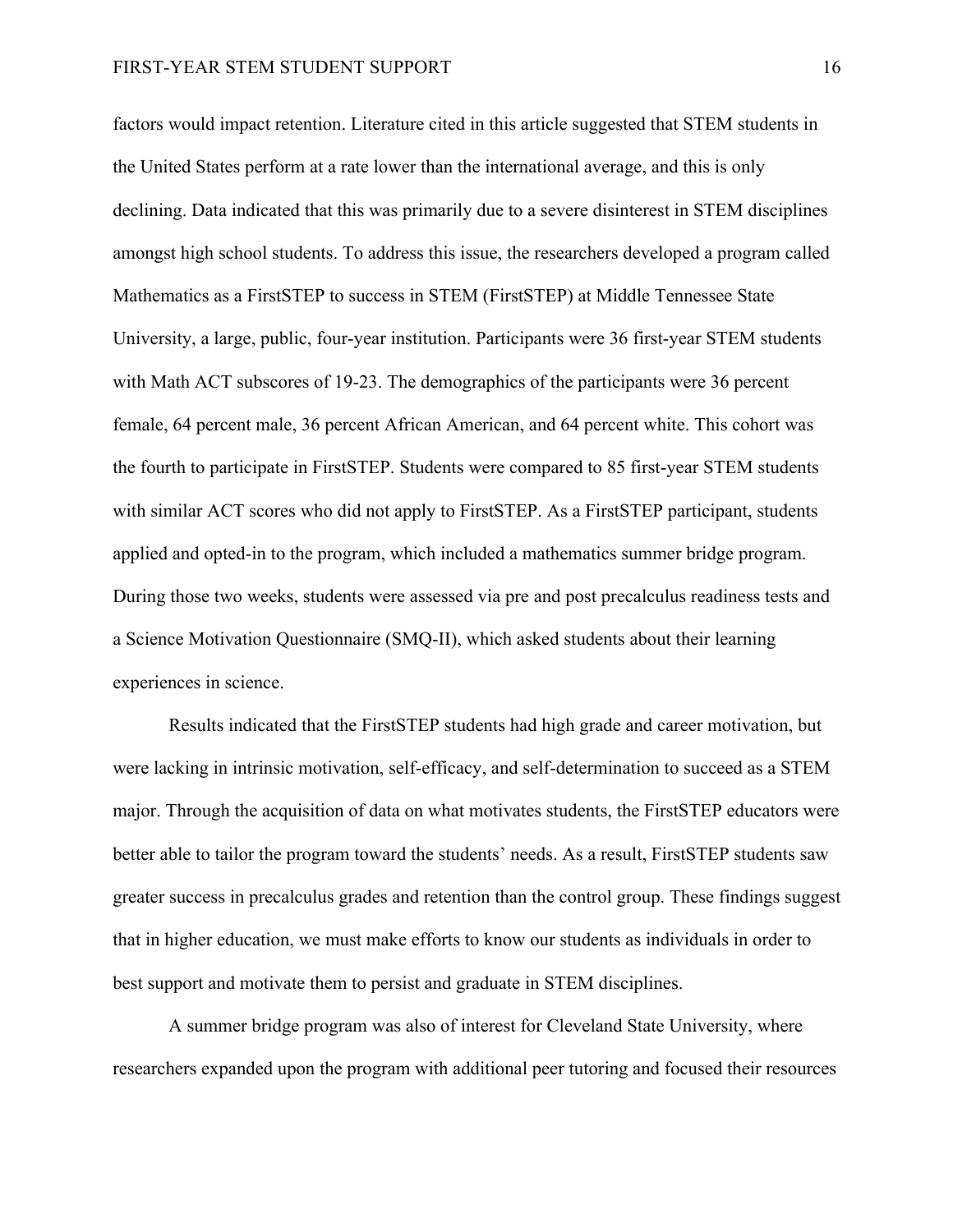factors would impact retention. Literature cited in this article suggested that STEM students in the United States perform at a rate lower than the international average, and this is only declining. Data indicated that this was primarily due to a severe disinterest in STEM disciplines amongst high school students. To address this issue, the researchers developed a program called Mathematics as a FirstSTEP to success in STEM (FirstSTEP) at Middle Tennessee State University, a large, public, four-year institution. Participants were 36 first-year STEM students with Math ACT subscores of 19-23. The demographics of the participants were 36 percent female, 64 percent male, 36 percent African American, and 64 percent white. This cohort was the fourth to participate in FirstSTEP. Students were compared to 85 first-year STEM students with similar ACT scores who did not apply to FirstSTEP. As a FirstSTEP participant, students applied and opted-in to the program, which included a mathematics summer bridge program. During those two weeks, students were assessed via pre and post precalculus readiness tests and a Science Motivation Questionnaire (SMQ-II), which asked students about their learning experiences in science.

Results indicated that the FirstSTEP students had high grade and career motivation, but were lacking in intrinsic motivation, self-efficacy, and self-determination to succeed as a STEM major. Through the acquisition of data on what motivates students, the FirstSTEP educators were better able to tailor the program toward the students' needs. As a result, FirstSTEP students saw greater success in precalculus grades and retention than the control group. These findings suggest that in higher education, we must make efforts to know our students as individuals in order to best support and motivate them to persist and graduate in STEM disciplines.

A summer bridge program was also of interest for Cleveland State University, where researchers expanded upon the program with additional peer tutoring and focused their resources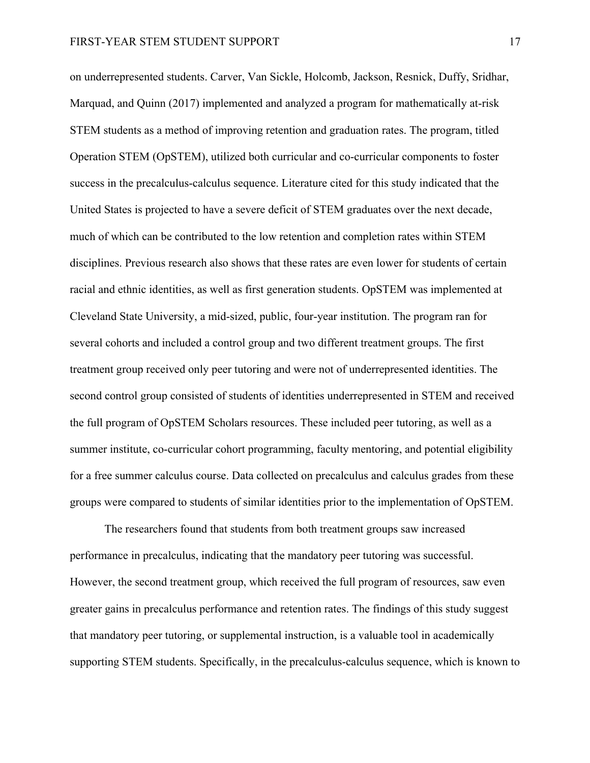on underrepresented students. Carver, Van Sickle, Holcomb, Jackson, Resnick, Duffy, Sridhar, Marquad, and Quinn (2017) implemented and analyzed a program for mathematically at-risk STEM students as a method of improving retention and graduation rates. The program, titled Operation STEM (OpSTEM), utilized both curricular and co-curricular components to foster success in the precalculus-calculus sequence. Literature cited for this study indicated that the United States is projected to have a severe deficit of STEM graduates over the next decade, much of which can be contributed to the low retention and completion rates within STEM disciplines. Previous research also shows that these rates are even lower for students of certain racial and ethnic identities, as well as first generation students. OpSTEM was implemented at Cleveland State University, a mid-sized, public, four-year institution. The program ran for several cohorts and included a control group and two different treatment groups. The first treatment group received only peer tutoring and were not of underrepresented identities. The second control group consisted of students of identities underrepresented in STEM and received the full program of OpSTEM Scholars resources. These included peer tutoring, as well as a summer institute, co-curricular cohort programming, faculty mentoring, and potential eligibility for a free summer calculus course. Data collected on precalculus and calculus grades from these groups were compared to students of similar identities prior to the implementation of OpSTEM.

The researchers found that students from both treatment groups saw increased performance in precalculus, indicating that the mandatory peer tutoring was successful. However, the second treatment group, which received the full program of resources, saw even greater gains in precalculus performance and retention rates. The findings of this study suggest that mandatory peer tutoring, or supplemental instruction, is a valuable tool in academically supporting STEM students. Specifically, in the precalculus-calculus sequence, which is known to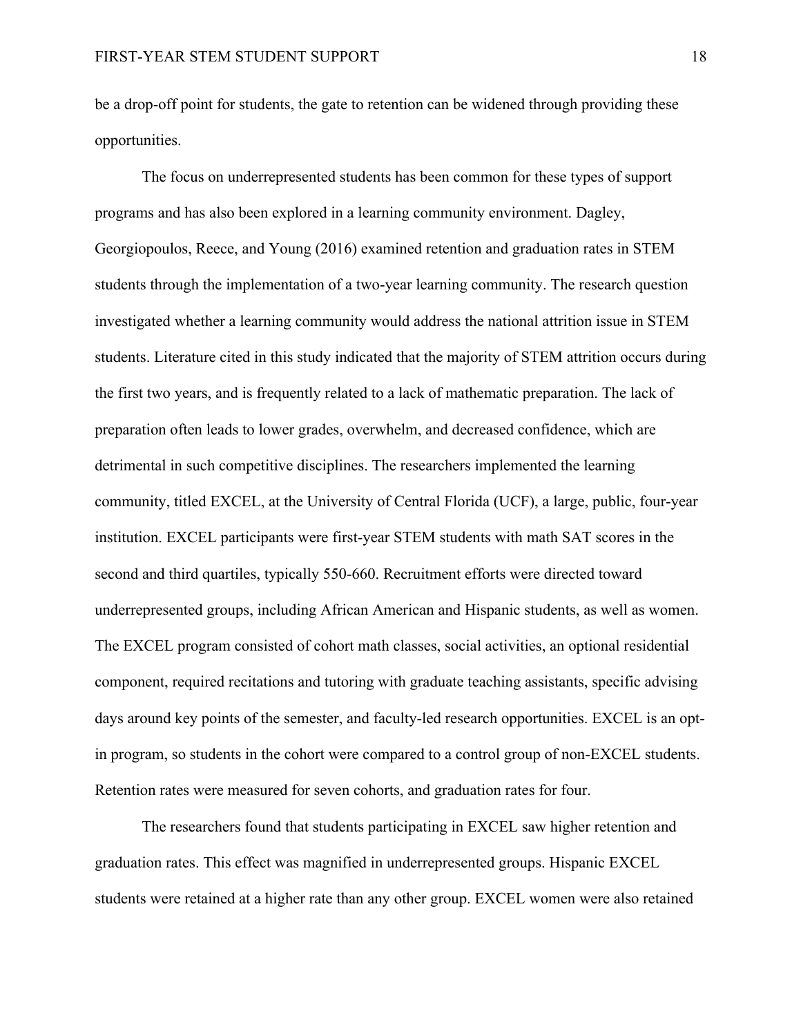be a drop-off point for students, the gate to retention can be widened through providing these opportunities.

The focus on underrepresented students has been common for these types of support programs and has also been explored in a learning community environment. Dagley, Georgiopoulos, Reece, and Young (2016) examined retention and graduation rates in STEM students through the implementation of a two-year learning community. The research question investigated whether a learning community would address the national attrition issue in STEM students. Literature cited in this study indicated that the majority of STEM attrition occurs during the first two years, and is frequently related to a lack of mathematic preparation. The lack of preparation often leads to lower grades, overwhelm, and decreased confidence, which are detrimental in such competitive disciplines. The researchers implemented the learning community, titled EXCEL, at the University of Central Florida (UCF), a large, public, four-year institution. EXCEL participants were first-year STEM students with math SAT scores in the second and third quartiles, typically 550-660. Recruitment efforts were directed toward underrepresented groups, including African American and Hispanic students, as well as women. The EXCEL program consisted of cohort math classes, social activities, an optional residential component, required recitations and tutoring with graduate teaching assistants, specific advising days around key points of the semester, and faculty-led research opportunities. EXCEL is an opt-in program, so students in the cohort were compared to a control group of non-EXCEL students. Retention rates were measured for seven cohorts, and graduation rates for four.

The researchers found that students participating in EXCEL saw higher retention and graduation rates. This effect was magnified in underrepresented groups. Hispanic EXCEL students were retained at a higher rate than any other group. EXCEL women were also retained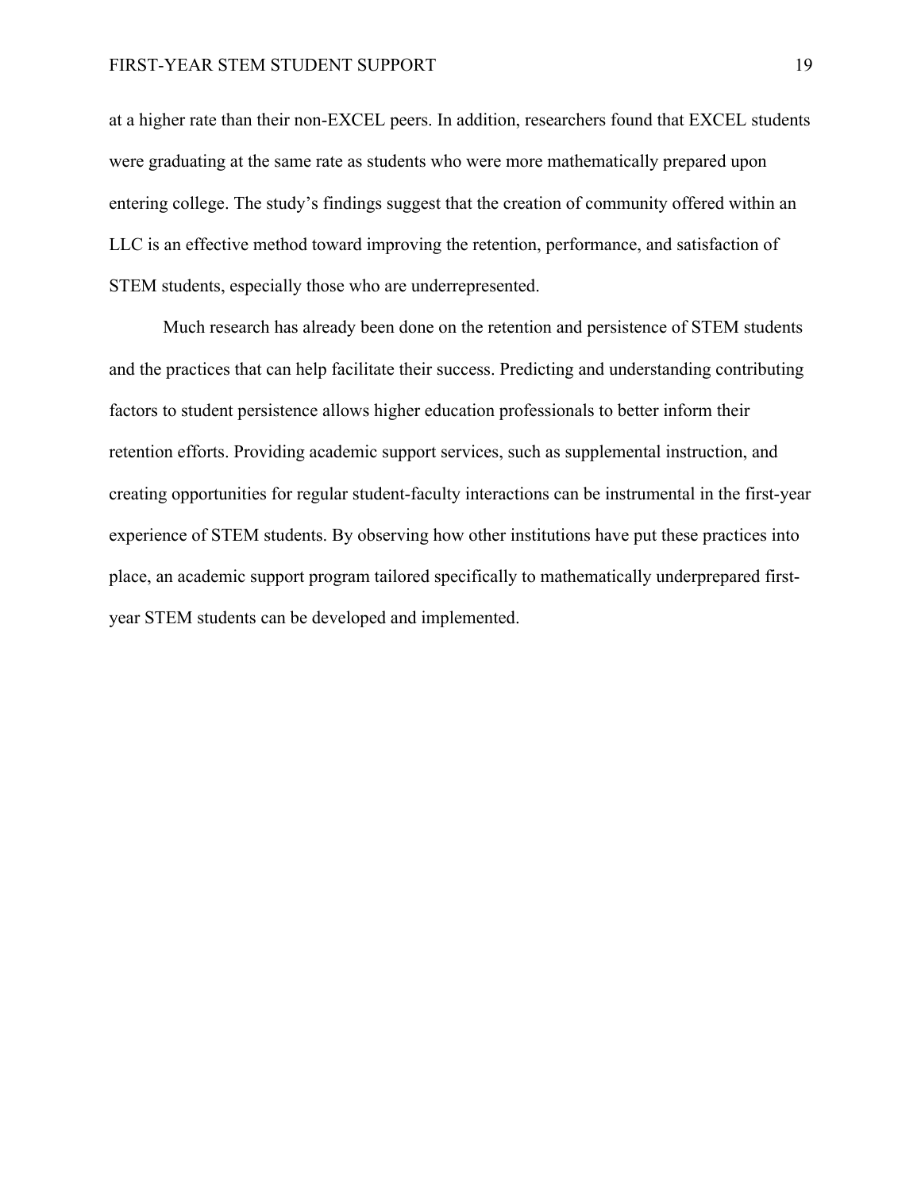at a higher rate than their non-EXCEL peers. In addition, researchers found that EXCEL students were graduating at the same rate as students who were more mathematically prepared upon entering college. The study's findings suggest that the creation of community offered within an LLC is an effective method toward improving the retention, performance, and satisfaction of STEM students, especially those who are underrepresented.

Much research has already been done on the retention and persistence of STEM students and the practices that can help facilitate their success. Predicting and understanding contributing factors to student persistence allows higher education professionals to better inform their retention efforts. Providing academic support services, such as supplemental instruction, and creating opportunities for regular student-faculty interactions can be instrumental in the first-year experience of STEM students. By observing how other institutions have put these practices into place, an academic support program tailored specifically to mathematically underprepared first-year STEM students can be developed and implemented.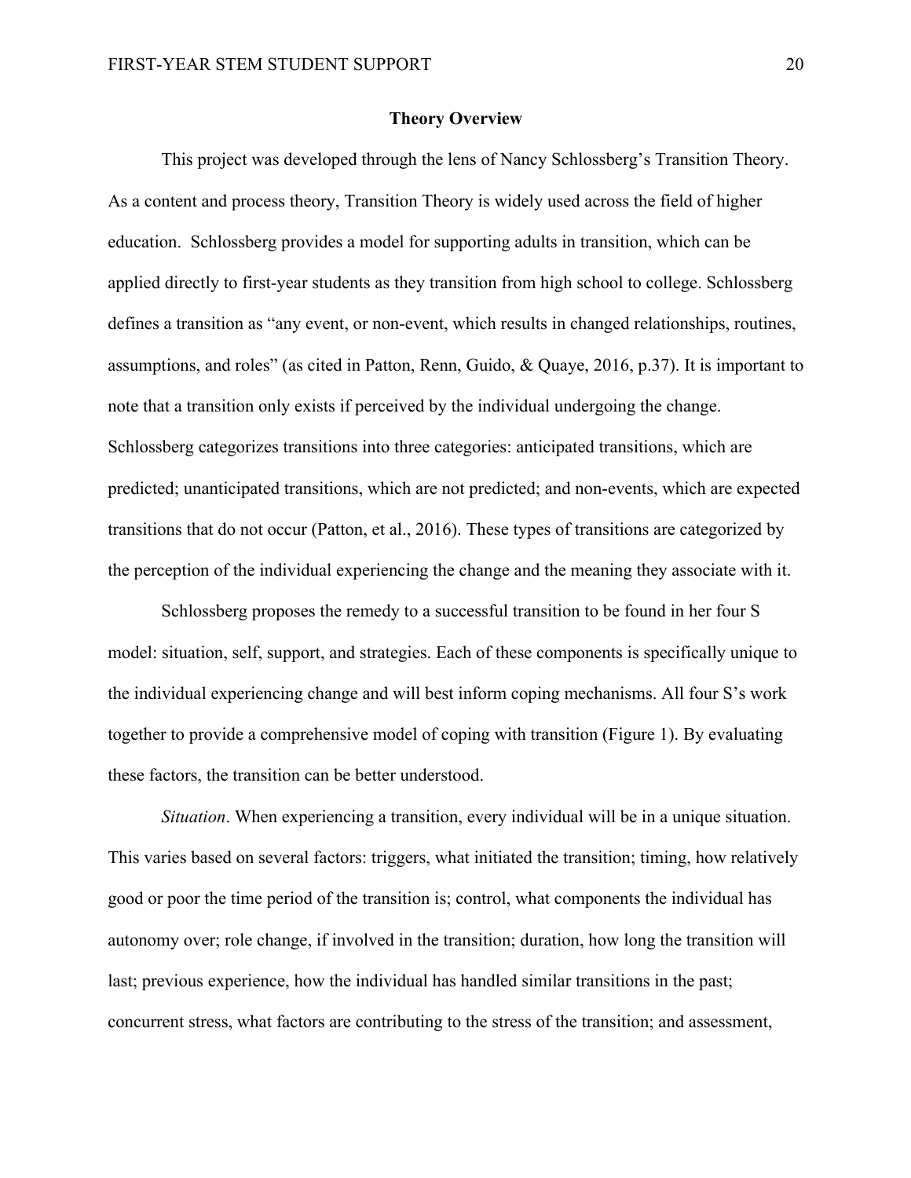## Theory Overview

This project was developed through the lens of Nancy Schlossberg's Transition Theory. As a content and process theory, Transition Theory is widely used across the field of higher education. Schlossberg provides a model for supporting adults in transition, which can be applied directly to first-year students as they transition from high school to college. Schlossberg defines a transition as "any event, or non-event, which results in changed relationships, routines, assumptions, and roles" (as cited in Patton, Renn, Guido, & Quaye, 2016, p.37). It is important to note that a transition only exists if perceived by the individual undergoing the change. Schlossberg categorizes transitions into three categories: anticipated transitions, which are predicted; unanticipated transitions, which are not predicted; and non-events, which are expected transitions that do not occur (Patton, et al., 2016). These types of transitions are categorized by the perception of the individual experiencing the change and the meaning they associate with it.

Schlossberg proposes the remedy to a successful transition to be found in her four S model: situation, self, support, and strategies. Each of these components is specifically unique to the individual experiencing change and will best inform coping mechanisms. All four S's work together to provide a comprehensive model of coping with transition (Figure 1). By evaluating these factors, the transition can be better understood.

*Situation*. When experiencing a transition, every individual will be in a unique situation. This varies based on several factors: triggers, what initiated the transition; timing, how relatively good or poor the time period of the transition is; control, what components the individual has autonomy over; role change, if involved in the transition; duration, how long the transition will last; previous experience, how the individual has handled similar transitions in the past; concurrent stress, what factors are contributing to the stress of the transition; and assessment,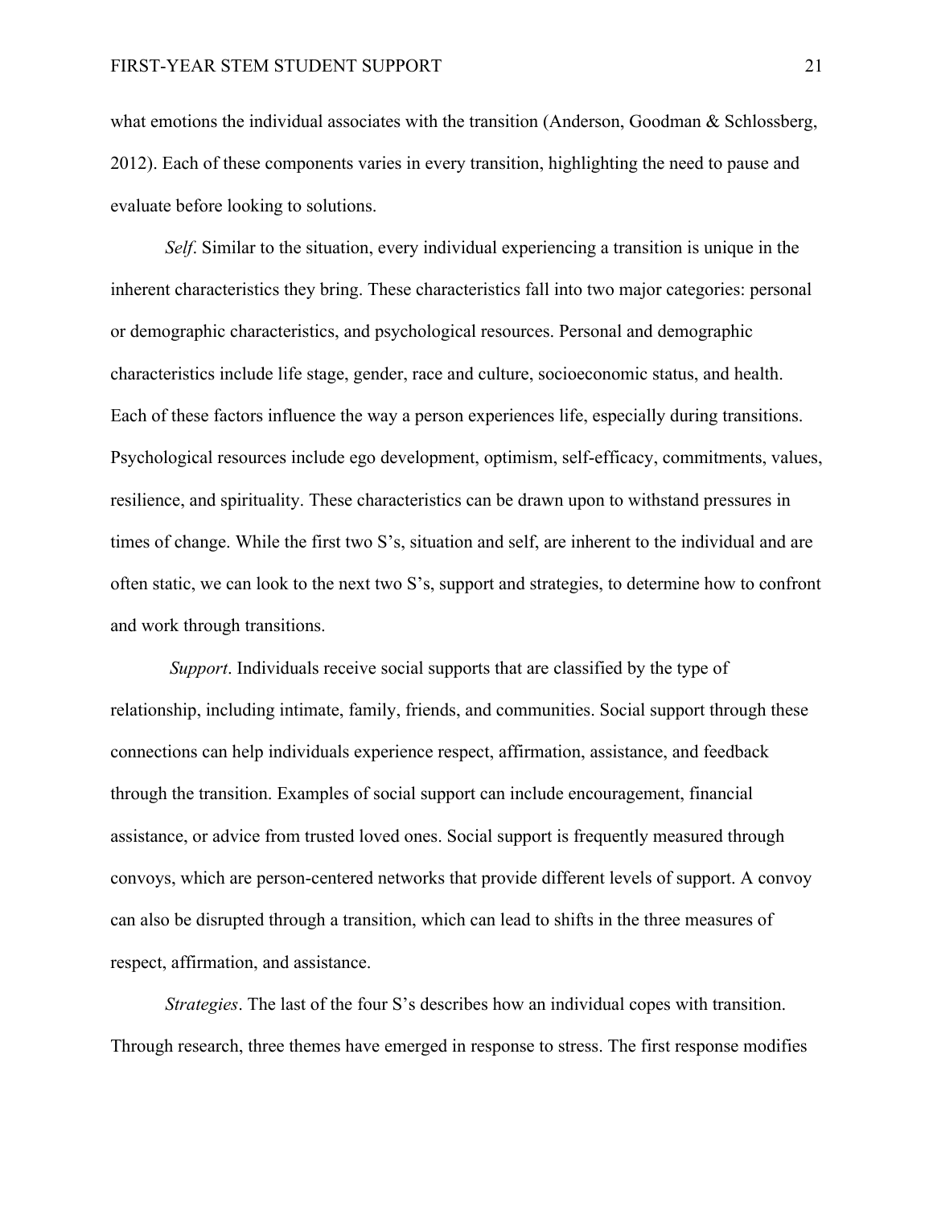what emotions the individual associates with the transition (Anderson, Goodman & Schlossberg, 2012). Each of these components varies in every transition, highlighting the need to pause and evaluate before looking to solutions.

*Self*. Similar to the situation, every individual experiencing a transition is unique in the inherent characteristics they bring. These characteristics fall into two major categories: personal or demographic characteristics, and psychological resources. Personal and demographic characteristics include life stage, gender, race and culture, socioeconomic status, and health. Each of these factors influence the way a person experiences life, especially during transitions. Psychological resources include ego development, optimism, self-efficacy, commitments, values, resilience, and spirituality. These characteristics can be drawn upon to withstand pressures in times of change. While the first two S's, situation and self, are inherent to the individual and are often static, we can look to the next two S's, support and strategies, to determine how to confront and work through transitions.

*Support*. Individuals receive social supports that are classified by the type of relationship, including intimate, family, friends, and communities. Social support through these connections can help individuals experience respect, affirmation, assistance, and feedback through the transition. Examples of social support can include encouragement, financial assistance, or advice from trusted loved ones. Social support is frequently measured through convoys, which are person-centered networks that provide different levels of support. A convoy can also be disrupted through a transition, which can lead to shifts in the three measures of respect, affirmation, and assistance.

*Strategies*. The last of the four S's describes how an individual copes with transition. Through research, three themes have emerged in response to stress. The first response modifies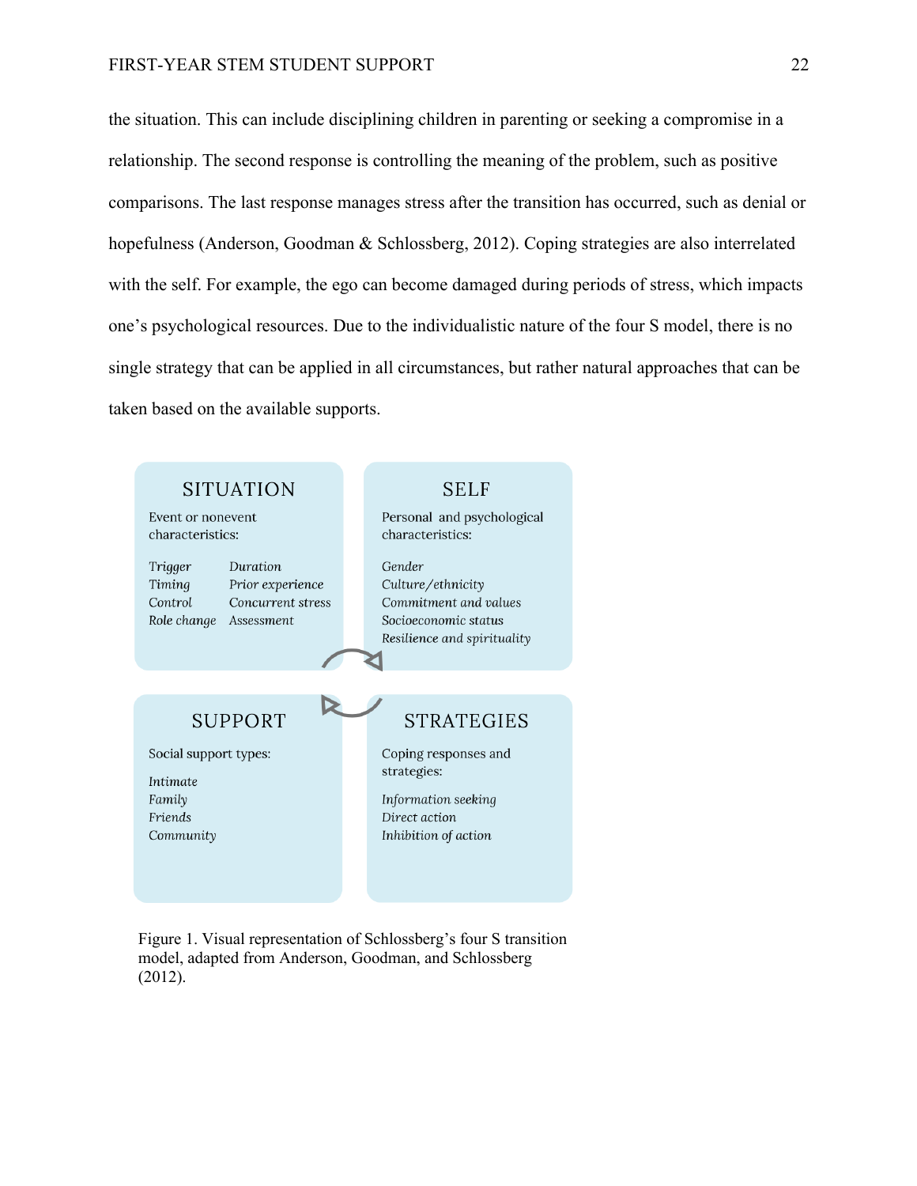the situation. This can include disciplining children in parenting or seeking a compromise in a relationship. The second response is controlling the meaning of the problem, such as positive comparisons. The last response manages stress after the transition has occurred, such as denial or hopefulness (Anderson, Goodman & Schlossberg, 2012). Coping strategies are also interrelated with the self. For example, the ego can become damaged during periods of stress, which impacts one's psychological resources. Due to the individualistic nature of the four S model, there is no single strategy that can be applied in all circumstances, but rather natural approaches that can be taken based on the available supports.

**SITUATION**

Event or nonevent characteristics:

*Trigger*, *Timing*, *Control*, *Role change*, *Duration*, *Prior experience*, *Concurrent stress*, *Assessment*

**SELF**

Personal and psychological characteristics:

*Gender*, *Culture/ethnicity*, *Commitment and values*, *Socioeconomic status*, *Resilience and spirituality*

**SUPPORT**

Social support types:

*Intimate*, *Family*, *Friends*, *Community*

**STRATEGIES**

Coping responses and strategies:

*Information seeking*, *Direct action*, *Inhibition of action*

Figure 1. Visual representation of Schlossberg's four S transition model, adapted from Anderson, Goodman, and Schlossberg (2012).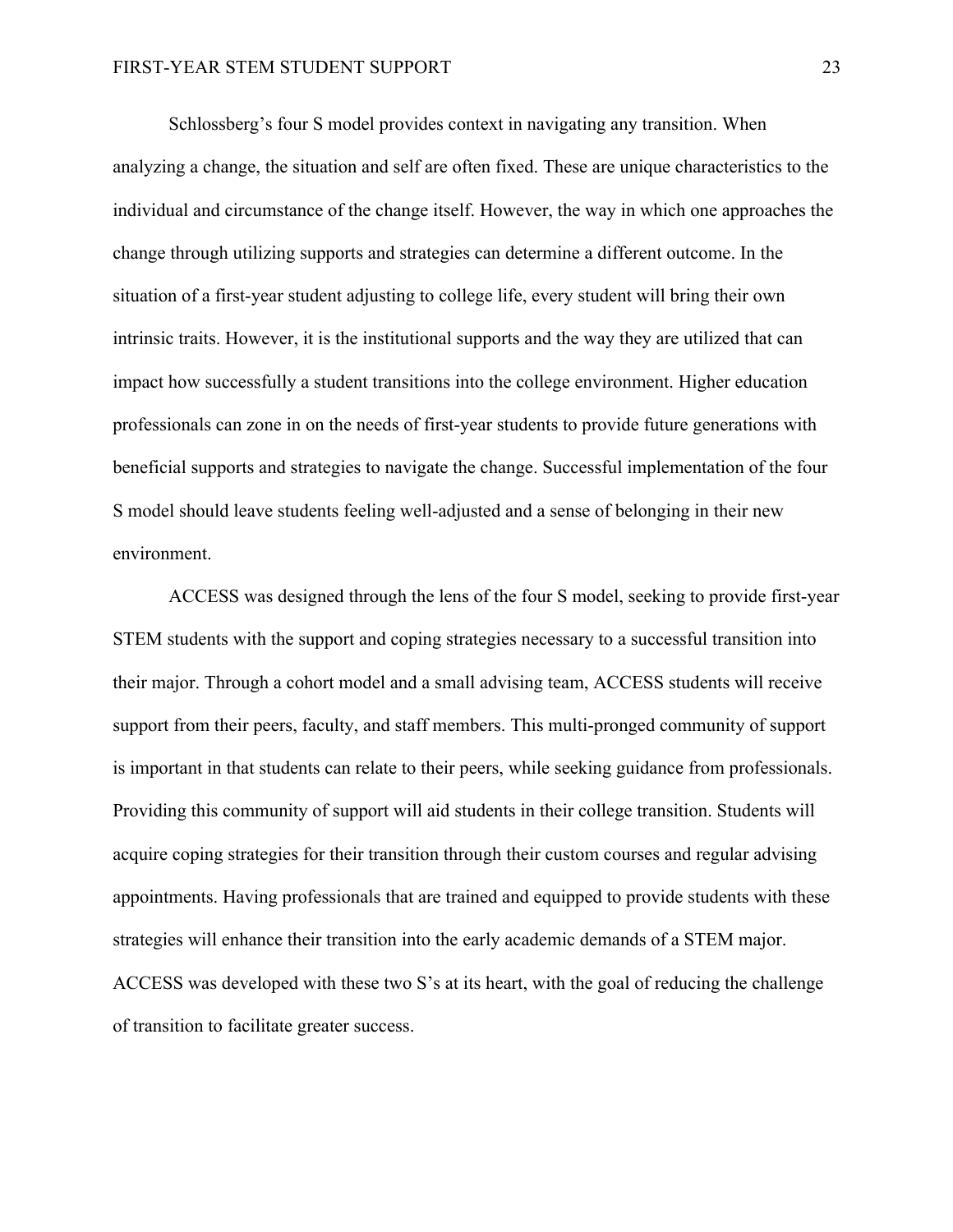Schlossberg's four S model provides context in navigating any transition. When analyzing a change, the situation and self are often fixed. These are unique characteristics to the individual and circumstance of the change itself. However, the way in which one approaches the change through utilizing supports and strategies can determine a different outcome. In the situation of a first-year student adjusting to college life, every student will bring their own intrinsic traits. However, it is the institutional supports and the way they are utilized that can impact how successfully a student transitions into the college environment. Higher education professionals can zone in on the needs of first-year students to provide future generations with beneficial supports and strategies to navigate the change. Successful implementation of the four S model should leave students feeling well-adjusted and a sense of belonging in their new environment.

ACCESS was designed through the lens of the four S model, seeking to provide first-year STEM students with the support and coping strategies necessary to a successful transition into their major. Through a cohort model and a small advising team, ACCESS students will receive support from their peers, faculty, and staff members. This multi-pronged community of support is important in that students can relate to their peers, while seeking guidance from professionals. Providing this community of support will aid students in their college transition. Students will acquire coping strategies for their transition through their custom courses and regular advising appointments. Having professionals that are trained and equipped to provide students with these strategies will enhance their transition into the early academic demands of a STEM major. ACCESS was developed with these two S's at its heart, with the goal of reducing the challenge of transition to facilitate greater success.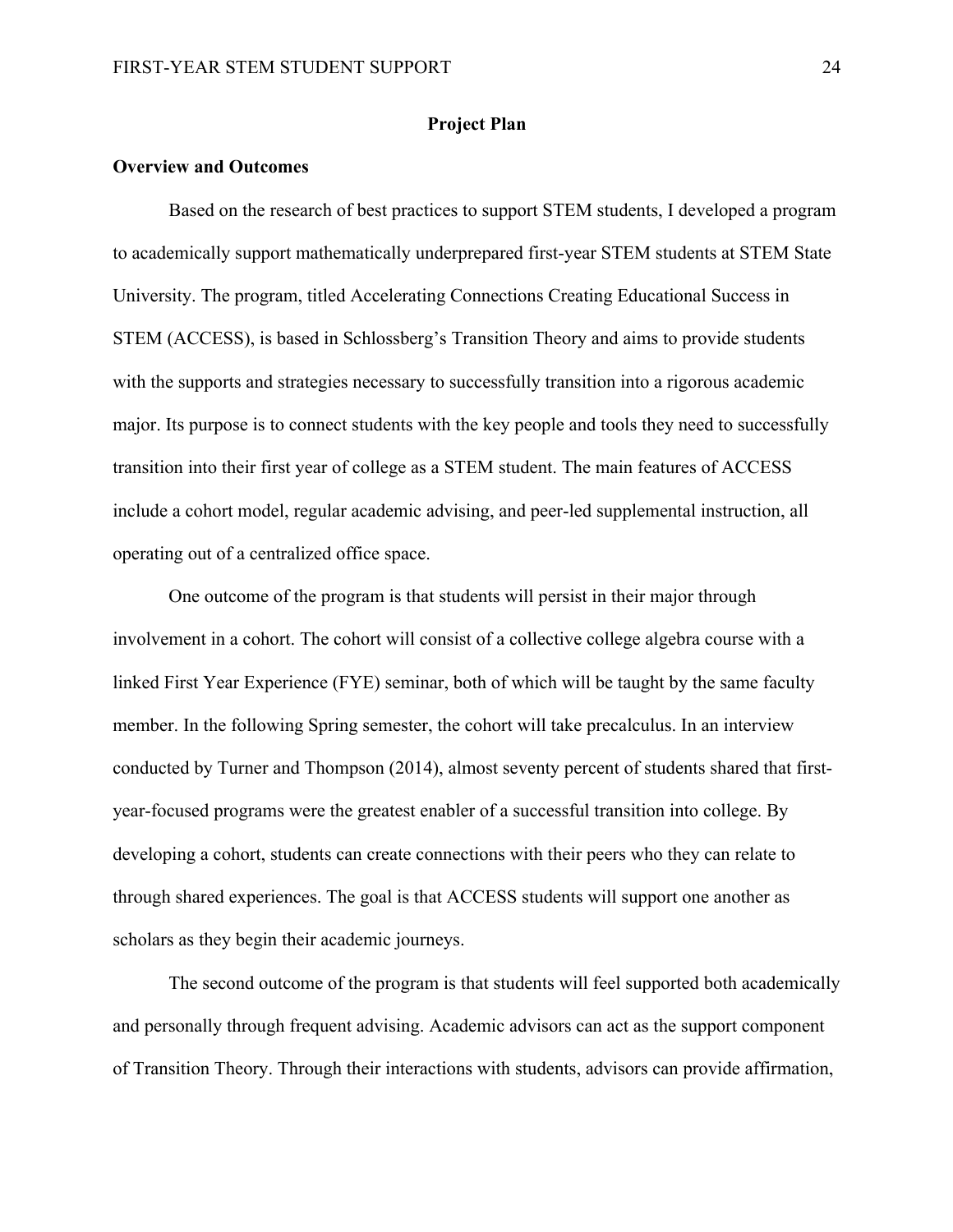## Project Plan

### Overview and Outcomes

Based on the research of best practices to support STEM students, I developed a program to academically support mathematically underprepared first-year STEM students at STEM State University. The program, titled Accelerating Connections Creating Educational Success in STEM (ACCESS), is based in Schlossberg's Transition Theory and aims to provide students with the supports and strategies necessary to successfully transition into a rigorous academic major. Its purpose is to connect students with the key people and tools they need to successfully transition into their first year of college as a STEM student. The main features of ACCESS include a cohort model, regular academic advising, and peer-led supplemental instruction, all operating out of a centralized office space.

One outcome of the program is that students will persist in their major through involvement in a cohort. The cohort will consist of a collective college algebra course with a linked First Year Experience (FYE) seminar, both of which will be taught by the same faculty member. In the following Spring semester, the cohort will take precalculus. In an interview conducted by Turner and Thompson (2014), almost seventy percent of students shared that first-year-focused programs were the greatest enabler of a successful transition into college. By developing a cohort, students can create connections with their peers who they can relate to through shared experiences. The goal is that ACCESS students will support one another as scholars as they begin their academic journeys.

The second outcome of the program is that students will feel supported both academically and personally through frequent advising. Academic advisors can act as the support component of Transition Theory. Through their interactions with students, advisors can provide affirmation,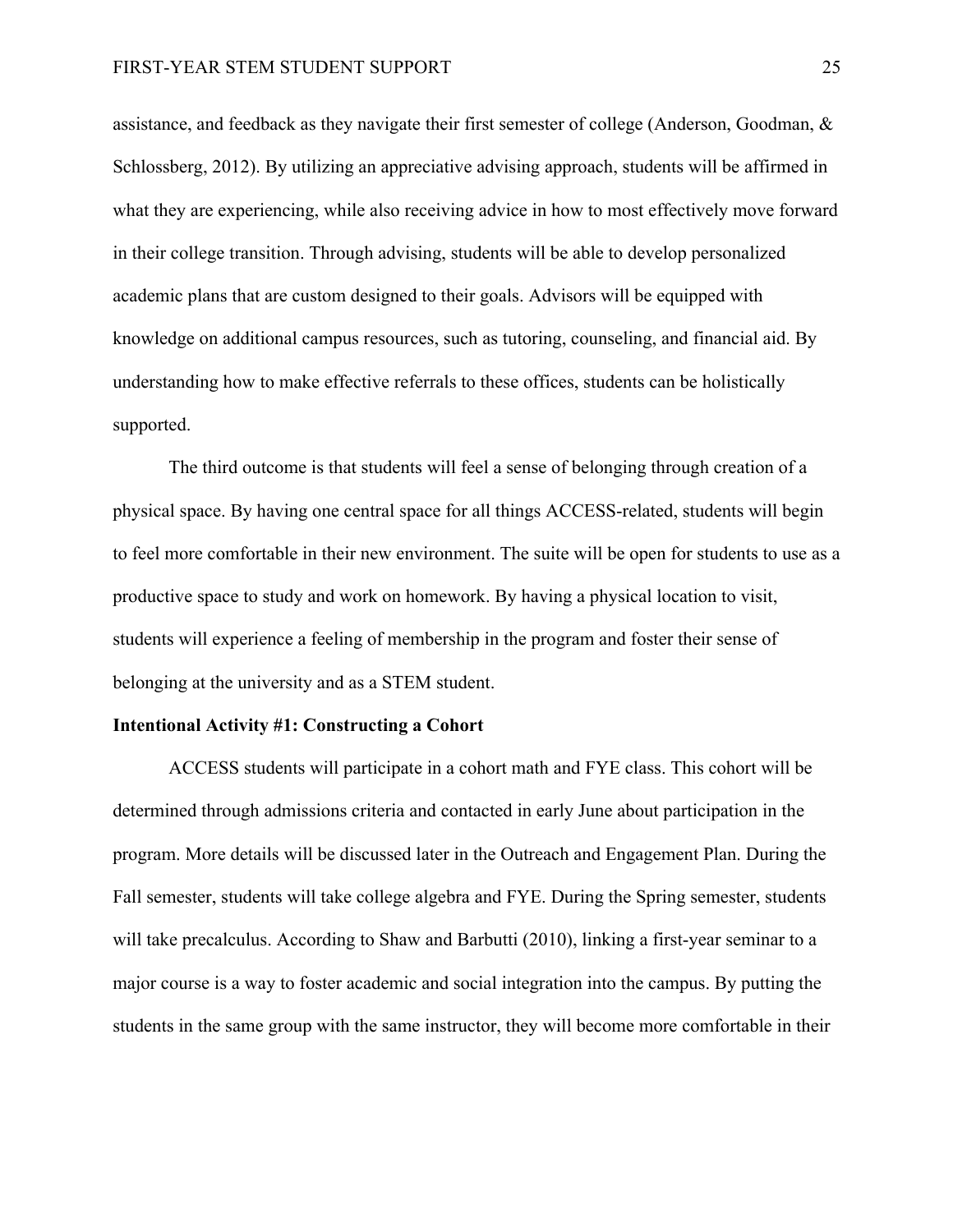assistance, and feedback as they navigate their first semester of college (Anderson, Goodman, & Schlossberg, 2012). By utilizing an appreciative advising approach, students will be affirmed in what they are experiencing, while also receiving advice in how to most effectively move forward in their college transition. Through advising, students will be able to develop personalized academic plans that are custom designed to their goals. Advisors will be equipped with knowledge on additional campus resources, such as tutoring, counseling, and financial aid. By understanding how to make effective referrals to these offices, students can be holistically supported.

The third outcome is that students will feel a sense of belonging through creation of a physical space. By having one central space for all things ACCESS-related, students will begin to feel more comfortable in their new environment. The suite will be open for students to use as a productive space to study and work on homework. By having a physical location to visit, students will experience a feeling of membership in the program and foster their sense of belonging at the university and as a STEM student.

**Intentional Activity #1: Constructing a Cohort**

ACCESS students will participate in a cohort math and FYE class. This cohort will be determined through admissions criteria and contacted in early June about participation in the program. More details will be discussed later in the Outreach and Engagement Plan. During the Fall semester, students will take college algebra and FYE. During the Spring semester, students will take precalculus. According to Shaw and Barbutti (2010), linking a first-year seminar to a major course is a way to foster academic and social integration into the campus. By putting the students in the same group with the same instructor, they will become more comfortable in their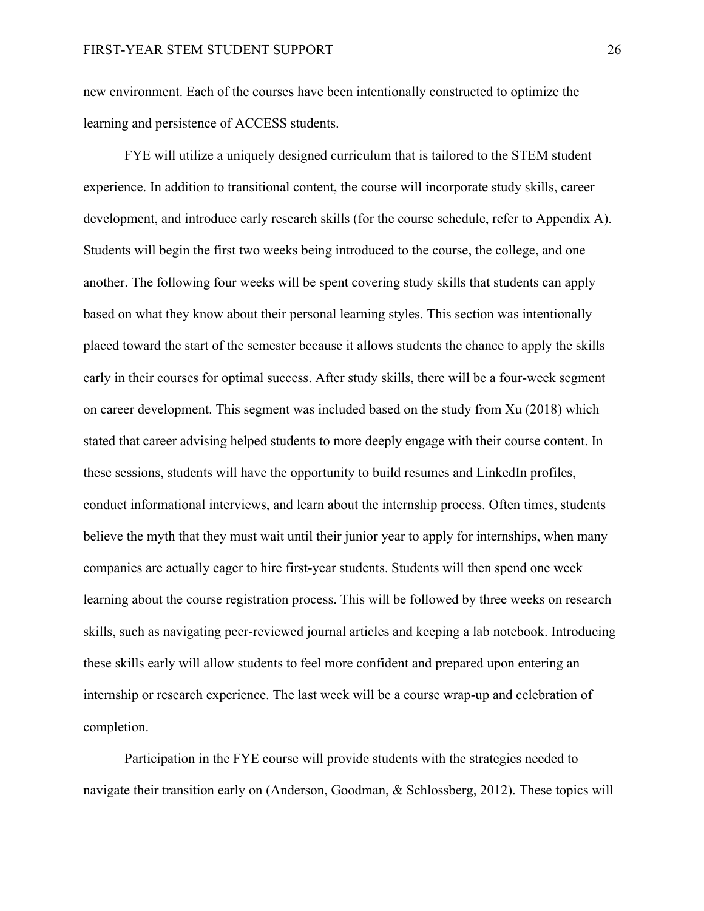new environment. Each of the courses have been intentionally constructed to optimize the learning and persistence of ACCESS students.

FYE will utilize a uniquely designed curriculum that is tailored to the STEM student experience. In addition to transitional content, the course will incorporate study skills, career development, and introduce early research skills (for the course schedule, refer to Appendix A). Students will begin the first two weeks being introduced to the course, the college, and one another. The following four weeks will be spent covering study skills that students can apply based on what they know about their personal learning styles. This section was intentionally placed toward the start of the semester because it allows students the chance to apply the skills early in their courses for optimal success. After study skills, there will be a four-week segment on career development. This segment was included based on the study from Xu (2018) which stated that career advising helped students to more deeply engage with their course content. In these sessions, students will have the opportunity to build resumes and LinkedIn profiles, conduct informational interviews, and learn about the internship process. Often times, students believe the myth that they must wait until their junior year to apply for internships, when many companies are actually eager to hire first-year students. Students will then spend one week learning about the course registration process. This will be followed by three weeks on research skills, such as navigating peer-reviewed journal articles and keeping a lab notebook. Introducing these skills early will allow students to feel more confident and prepared upon entering an internship or research experience. The last week will be a course wrap-up and celebration of completion.

Participation in the FYE course will provide students with the strategies needed to navigate their transition early on (Anderson, Goodman, & Schlossberg, 2012). These topics will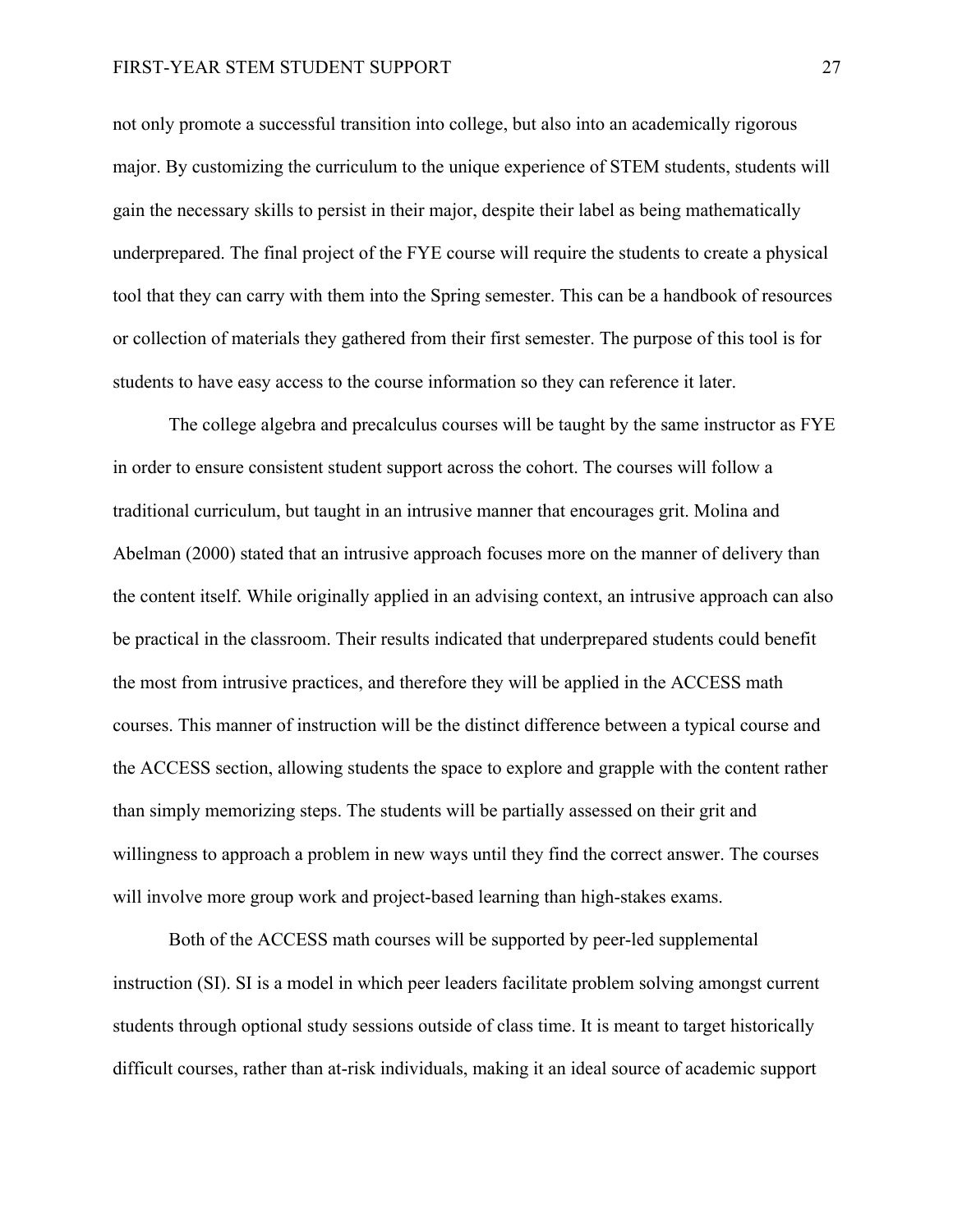not only promote a successful transition into college, but also into an academically rigorous major. By customizing the curriculum to the unique experience of STEM students, students will gain the necessary skills to persist in their major, despite their label as being mathematically underprepared. The final project of the FYE course will require the students to create a physical tool that they can carry with them into the Spring semester. This can be a handbook of resources or collection of materials they gathered from their first semester. The purpose of this tool is for students to have easy access to the course information so they can reference it later.

The college algebra and precalculus courses will be taught by the same instructor as FYE in order to ensure consistent student support across the cohort. The courses will follow a traditional curriculum, but taught in an intrusive manner that encourages grit. Molina and Abelman (2000) stated that an intrusive approach focuses more on the manner of delivery than the content itself. While originally applied in an advising context, an intrusive approach can also be practical in the classroom. Their results indicated that underprepared students could benefit the most from intrusive practices, and therefore they will be applied in the ACCESS math courses. This manner of instruction will be the distinct difference between a typical course and the ACCESS section, allowing students the space to explore and grapple with the content rather than simply memorizing steps. The students will be partially assessed on their grit and willingness to approach a problem in new ways until they find the correct answer. The courses will involve more group work and project-based learning than high-stakes exams.

Both of the ACCESS math courses will be supported by peer-led supplemental instruction (SI). SI is a model in which peer leaders facilitate problem solving amongst current students through optional study sessions outside of class time. It is meant to target historically difficult courses, rather than at-risk individuals, making it an ideal source of academic support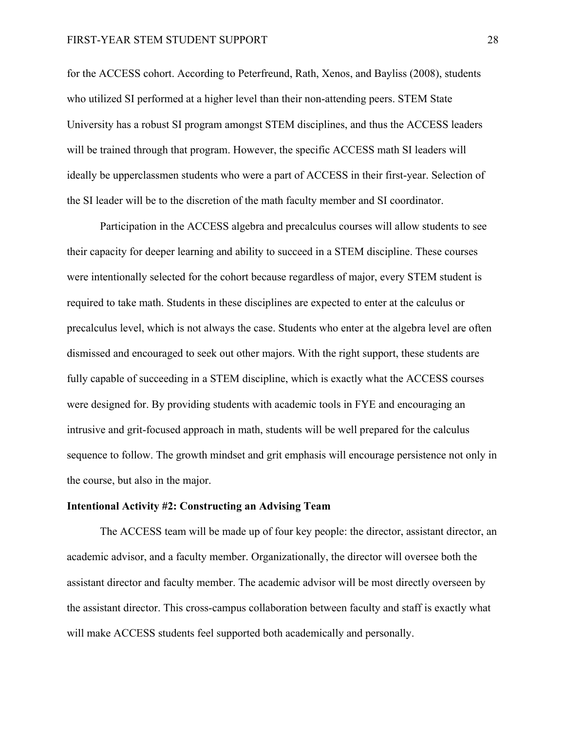for the ACCESS cohort. According to Peterfreund, Rath, Xenos, and Bayliss (2008), students who utilized SI performed at a higher level than their non-attending peers. STEM State University has a robust SI program amongst STEM disciplines, and thus the ACCESS leaders will be trained through that program. However, the specific ACCESS math SI leaders will ideally be upperclassmen students who were a part of ACCESS in their first-year. Selection of the SI leader will be to the discretion of the math faculty member and SI coordinator.

Participation in the ACCESS algebra and precalculus courses will allow students to see their capacity for deeper learning and ability to succeed in a STEM discipline. These courses were intentionally selected for the cohort because regardless of major, every STEM student is required to take math. Students in these disciplines are expected to enter at the calculus or precalculus level, which is not always the case. Students who enter at the algebra level are often dismissed and encouraged to seek out other majors. With the right support, these students are fully capable of succeeding in a STEM discipline, which is exactly what the ACCESS courses were designed for. By providing students with academic tools in FYE and encouraging an intrusive and grit-focused approach in math, students will be well prepared for the calculus sequence to follow. The growth mindset and grit emphasis will encourage persistence not only in the course, but also in the major.

**Intentional Activity #2: Constructing an Advising Team**

The ACCESS team will be made up of four key people: the director, assistant director, an academic advisor, and a faculty member. Organizationally, the director will oversee both the assistant director and faculty member. The academic advisor will be most directly overseen by the assistant director. This cross-campus collaboration between faculty and staff is exactly what will make ACCESS students feel supported both academically and personally.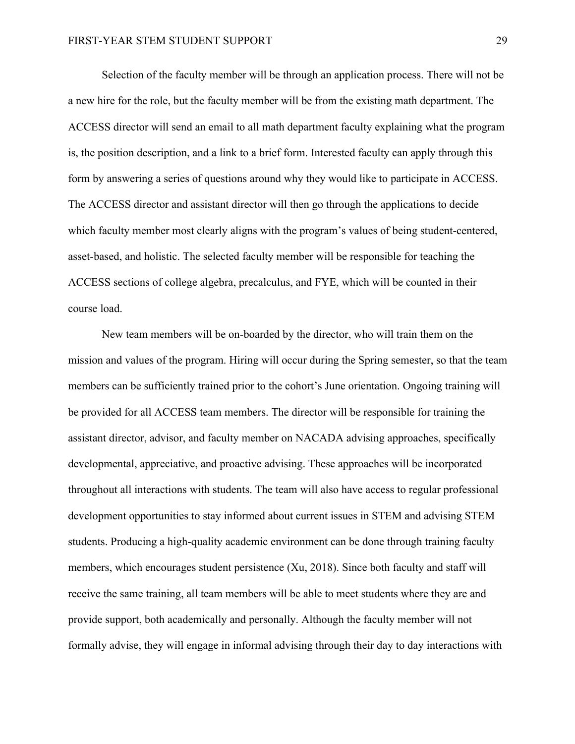Selection of the faculty member will be through an application process. There will not be a new hire for the role, but the faculty member will be from the existing math department. The ACCESS director will send an email to all math department faculty explaining what the program is, the position description, and a link to a brief form. Interested faculty can apply through this form by answering a series of questions around why they would like to participate in ACCESS. The ACCESS director and assistant director will then go through the applications to decide which faculty member most clearly aligns with the program's values of being student-centered, asset-based, and holistic. The selected faculty member will be responsible for teaching the ACCESS sections of college algebra, precalculus, and FYE, which will be counted in their course load.

New team members will be on-boarded by the director, who will train them on the mission and values of the program. Hiring will occur during the Spring semester, so that the team members can be sufficiently trained prior to the cohort's June orientation. Ongoing training will be provided for all ACCESS team members. The director will be responsible for training the assistant director, advisor, and faculty member on NACADA advising approaches, specifically developmental, appreciative, and proactive advising. These approaches will be incorporated throughout all interactions with students. The team will also have access to regular professional development opportunities to stay informed about current issues in STEM and advising STEM students. Producing a high-quality academic environment can be done through training faculty members, which encourages student persistence (Xu, 2018). Since both faculty and staff will receive the same training, all team members will be able to meet students where they are and provide support, both academically and personally. Although the faculty member will not formally advise, they will engage in informal advising through their day to day interactions with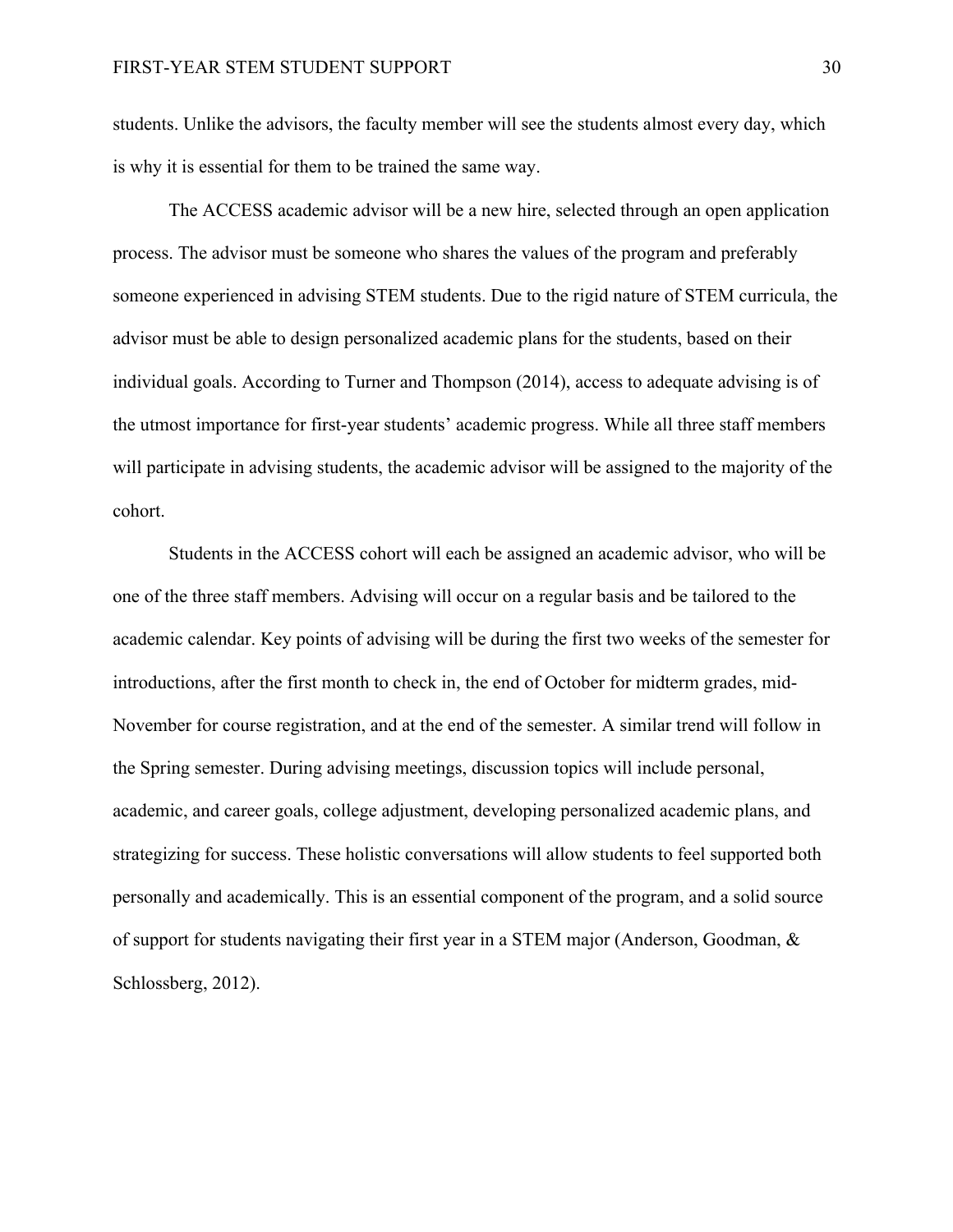students. Unlike the advisors, the faculty member will see the students almost every day, which is why it is essential for them to be trained the same way.

The ACCESS academic advisor will be a new hire, selected through an open application process. The advisor must be someone who shares the values of the program and preferably someone experienced in advising STEM students. Due to the rigid nature of STEM curricula, the advisor must be able to design personalized academic plans for the students, based on their individual goals. According to Turner and Thompson (2014), access to adequate advising is of the utmost importance for first-year students' academic progress. While all three staff members will participate in advising students, the academic advisor will be assigned to the majority of the cohort.

Students in the ACCESS cohort will each be assigned an academic advisor, who will be one of the three staff members. Advising will occur on a regular basis and be tailored to the academic calendar. Key points of advising will be during the first two weeks of the semester for introductions, after the first month to check in, the end of October for midterm grades, mid-November for course registration, and at the end of the semester. A similar trend will follow in the Spring semester. During advising meetings, discussion topics will include personal, academic, and career goals, college adjustment, developing personalized academic plans, and strategizing for success. These holistic conversations will allow students to feel supported both personally and academically. This is an essential component of the program, and a solid source of support for students navigating their first year in a STEM major (Anderson, Goodman, & Schlossberg, 2012).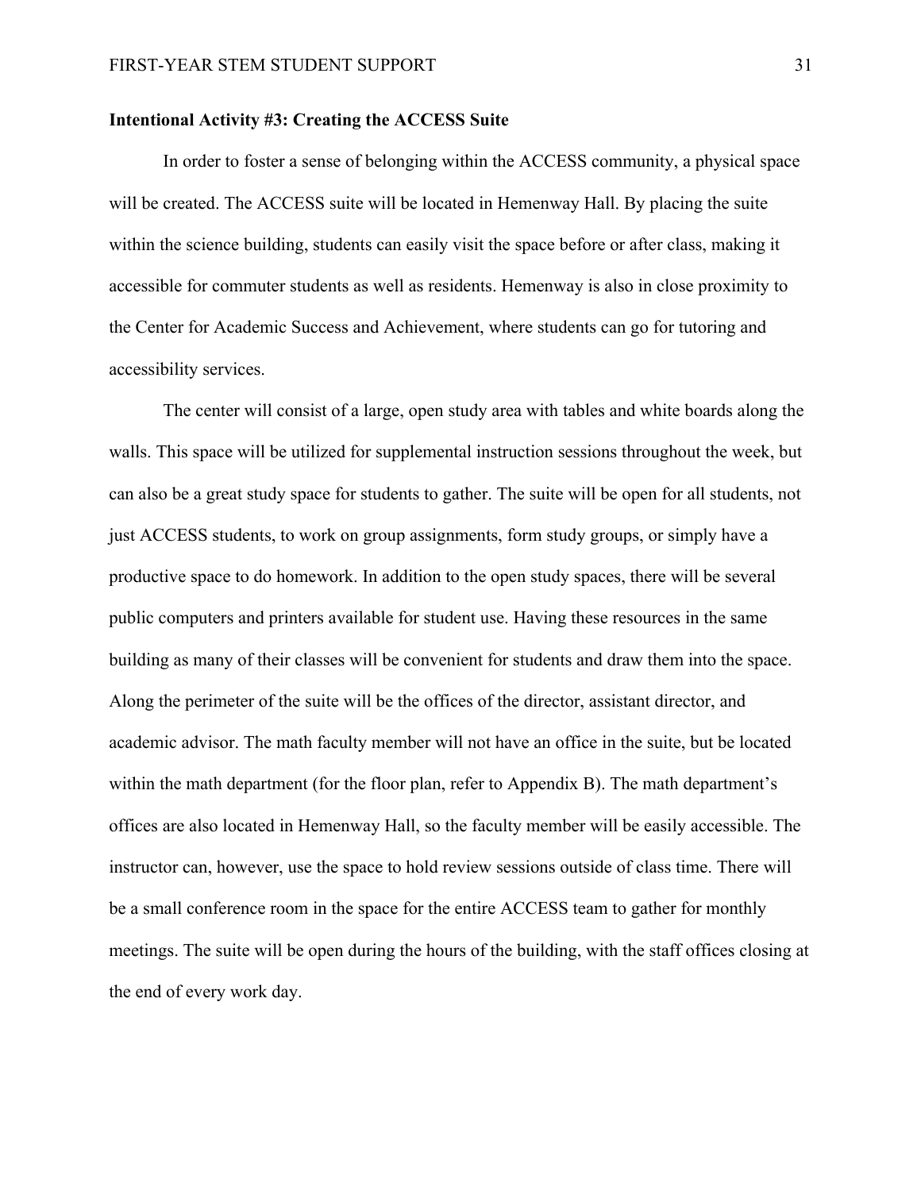**Intentional Activity #3: Creating the ACCESS Suite**

In order to foster a sense of belonging within the ACCESS community, a physical space will be created. The ACCESS suite will be located in Hemenway Hall. By placing the suite within the science building, students can easily visit the space before or after class, making it accessible for commuter students as well as residents. Hemenway is also in close proximity to the Center for Academic Success and Achievement, where students can go for tutoring and accessibility services.

The center will consist of a large, open study area with tables and white boards along the walls. This space will be utilized for supplemental instruction sessions throughout the week, but can also be a great study space for students to gather. The suite will be open for all students, not just ACCESS students, to work on group assignments, form study groups, or simply have a productive space to do homework. In addition to the open study spaces, there will be several public computers and printers available for student use. Having these resources in the same building as many of their classes will be convenient for students and draw them into the space. Along the perimeter of the suite will be the offices of the director, assistant director, and academic advisor. The math faculty member will not have an office in the suite, but be located within the math department (for the floor plan, refer to Appendix B). The math department's offices are also located in Hemenway Hall, so the faculty member will be easily accessible. The instructor can, however, use the space to hold review sessions outside of class time. There will be a small conference room in the space for the entire ACCESS team to gather for monthly meetings. The suite will be open during the hours of the building, with the staff offices closing at the end of every work day.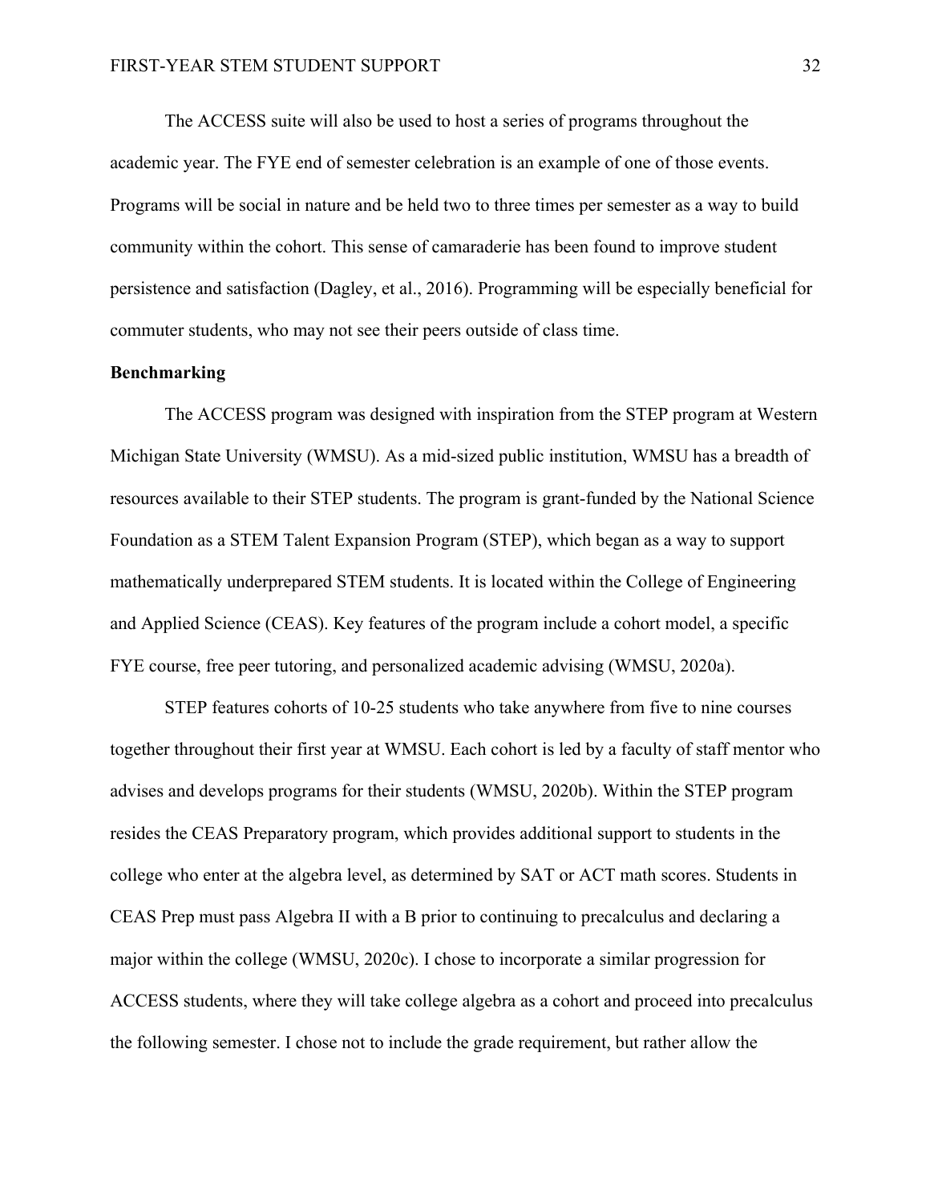The ACCESS suite will also be used to host a series of programs throughout the academic year. The FYE end of semester celebration is an example of one of those events. Programs will be social in nature and be held two to three times per semester as a way to build community within the cohort. This sense of camaraderie has been found to improve student persistence and satisfaction (Dagley, et al., 2016). Programming will be especially beneficial for commuter students, who may not see their peers outside of class time.

**Benchmarking**

The ACCESS program was designed with inspiration from the STEP program at Western Michigan State University (WMSU). As a mid-sized public institution, WMSU has a breadth of resources available to their STEP students. The program is grant-funded by the National Science Foundation as a STEM Talent Expansion Program (STEP), which began as a way to support mathematically underprepared STEM students. It is located within the College of Engineering and Applied Science (CEAS). Key features of the program include a cohort model, a specific FYE course, free peer tutoring, and personalized academic advising (WMSU, 2020a).

STEP features cohorts of 10-25 students who take anywhere from five to nine courses together throughout their first year at WMSU. Each cohort is led by a faculty of staff mentor who advises and develops programs for their students (WMSU, 2020b). Within the STEP program resides the CEAS Preparatory program, which provides additional support to students in the college who enter at the algebra level, as determined by SAT or ACT math scores. Students in CEAS Prep must pass Algebra II with a B prior to continuing to precalculus and declaring a major within the college (WMSU, 2020c). I chose to incorporate a similar progression for ACCESS students, where they will take college algebra as a cohort and proceed into precalculus the following semester. I chose not to include the grade requirement, but rather allow the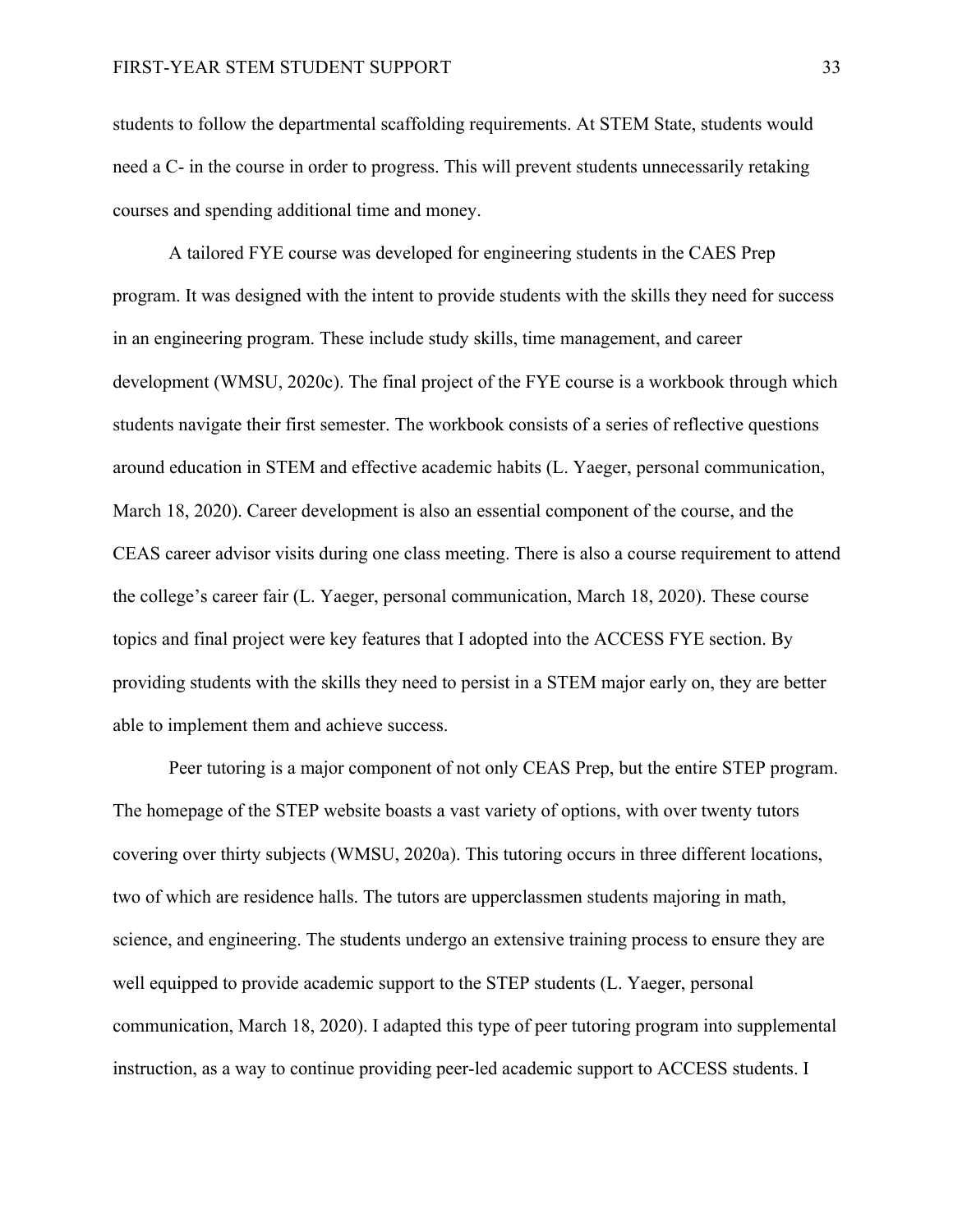students to follow the departmental scaffolding requirements. At STEM State, students would need a C- in the course in order to progress. This will prevent students unnecessarily retaking courses and spending additional time and money.

A tailored FYE course was developed for engineering students in the CAES Prep program. It was designed with the intent to provide students with the skills they need for success in an engineering program. These include study skills, time management, and career development (WMSU, 2020c). The final project of the FYE course is a workbook through which students navigate their first semester. The workbook consists of a series of reflective questions around education in STEM and effective academic habits (L. Yaeger, personal communication, March 18, 2020). Career development is also an essential component of the course, and the CEAS career advisor visits during one class meeting. There is also a course requirement to attend the college's career fair (L. Yaeger, personal communication, March 18, 2020). These course topics and final project were key features that I adopted into the ACCESS FYE section. By providing students with the skills they need to persist in a STEM major early on, they are better able to implement them and achieve success.

Peer tutoring is a major component of not only CEAS Prep, but the entire STEP program. The homepage of the STEP website boasts a vast variety of options, with over twenty tutors covering over thirty subjects (WMSU, 2020a). This tutoring occurs in three different locations, two of which are residence halls. The tutors are upperclassmen students majoring in math, science, and engineering. The students undergo an extensive training process to ensure they are well equipped to provide academic support to the STEP students (L. Yaeger, personal communication, March 18, 2020). I adapted this type of peer tutoring program into supplemental instruction, as a way to continue providing peer-led academic support to ACCESS students. I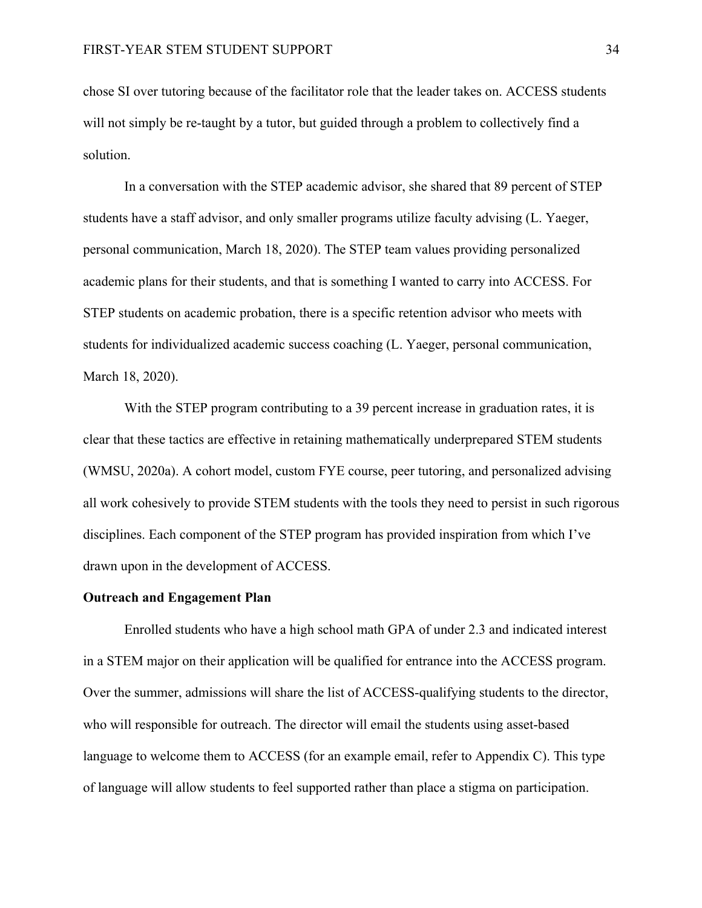chose SI over tutoring because of the facilitator role that the leader takes on. ACCESS students will not simply be re-taught by a tutor, but guided through a problem to collectively find a solution.

In a conversation with the STEP academic advisor, she shared that 89 percent of STEP students have a staff advisor, and only smaller programs utilize faculty advising (L. Yaeger, personal communication, March 18, 2020). The STEP team values providing personalized academic plans for their students, and that is something I wanted to carry into ACCESS. For STEP students on academic probation, there is a specific retention advisor who meets with students for individualized academic success coaching (L. Yaeger, personal communication, March 18, 2020).

With the STEP program contributing to a 39 percent increase in graduation rates, it is clear that these tactics are effective in retaining mathematically underprepared STEM students (WMSU, 2020a). A cohort model, custom FYE course, peer tutoring, and personalized advising all work cohesively to provide STEM students with the tools they need to persist in such rigorous disciplines. Each component of the STEP program has provided inspiration from which I've drawn upon in the development of ACCESS.

**Outreach and Engagement Plan**

Enrolled students who have a high school math GPA of under 2.3 and indicated interest in a STEM major on their application will be qualified for entrance into the ACCESS program. Over the summer, admissions will share the list of ACCESS-qualifying students to the director, who will responsible for outreach. The director will email the students using asset-based language to welcome them to ACCESS (for an example email, refer to Appendix C). This type of language will allow students to feel supported rather than place a stigma on participation.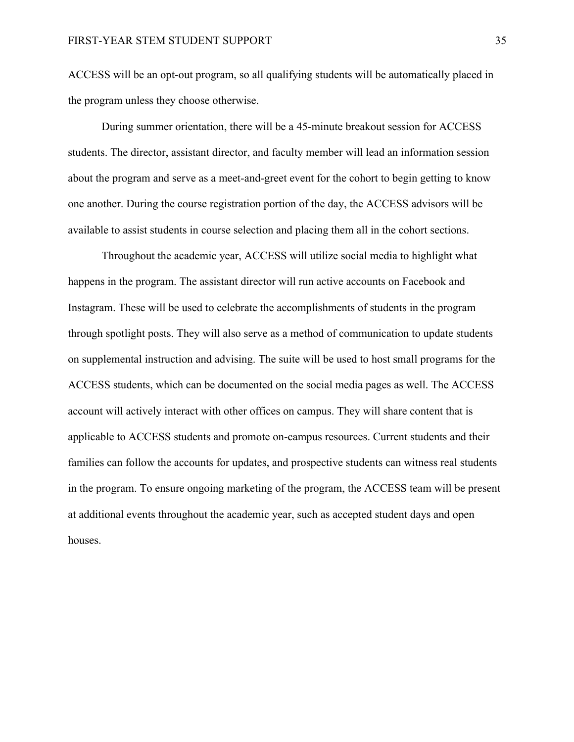ACCESS will be an opt-out program, so all qualifying students will be automatically placed in the program unless they choose otherwise.

During summer orientation, there will be a 45-minute breakout session for ACCESS students. The director, assistant director, and faculty member will lead an information session about the program and serve as a meet-and-greet event for the cohort to begin getting to know one another. During the course registration portion of the day, the ACCESS advisors will be available to assist students in course selection and placing them all in the cohort sections.

Throughout the academic year, ACCESS will utilize social media to highlight what happens in the program. The assistant director will run active accounts on Facebook and Instagram. These will be used to celebrate the accomplishments of students in the program through spotlight posts. They will also serve as a method of communication to update students on supplemental instruction and advising. The suite will be used to host small programs for the ACCESS students, which can be documented on the social media pages as well. The ACCESS account will actively interact with other offices on campus. They will share content that is applicable to ACCESS students and promote on-campus resources. Current students and their families can follow the accounts for updates, and prospective students can witness real students in the program. To ensure ongoing marketing of the program, the ACCESS team will be present at additional events throughout the academic year, such as accepted student days and open houses.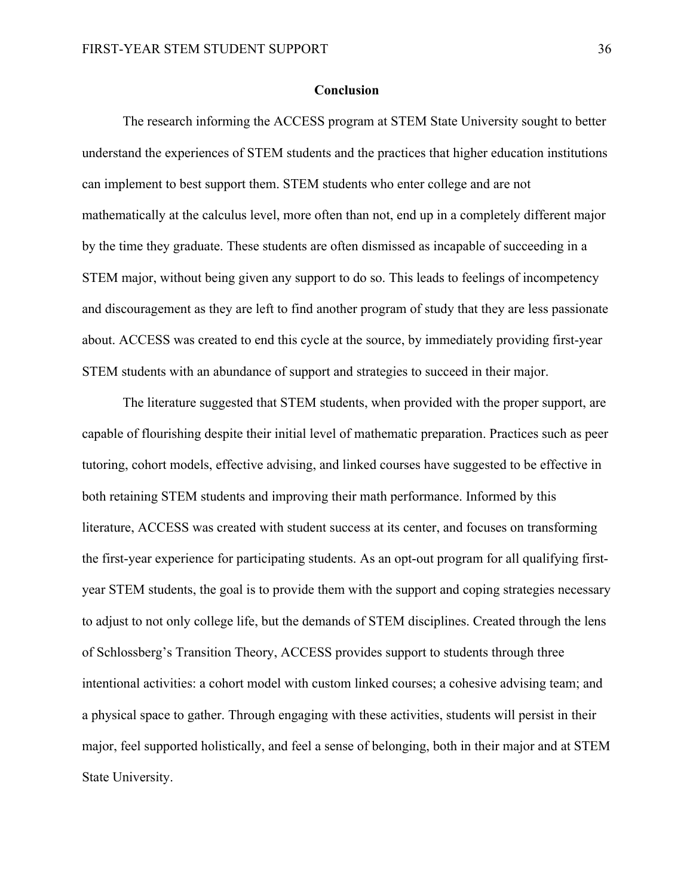## Conclusion

The research informing the ACCESS program at STEM State University sought to better understand the experiences of STEM students and the practices that higher education institutions can implement to best support them. STEM students who enter college and are not mathematically at the calculus level, more often than not, end up in a completely different major by the time they graduate. These students are often dismissed as incapable of succeeding in a STEM major, without being given any support to do so. This leads to feelings of incompetency and discouragement as they are left to find another program of study that they are less passionate about. ACCESS was created to end this cycle at the source, by immediately providing first-year STEM students with an abundance of support and strategies to succeed in their major.

The literature suggested that STEM students, when provided with the proper support, are capable of flourishing despite their initial level of mathematic preparation. Practices such as peer tutoring, cohort models, effective advising, and linked courses have suggested to be effective in both retaining STEM students and improving their math performance. Informed by this literature, ACCESS was created with student success at its center, and focuses on transforming the first-year experience for participating students. As an opt-out program for all qualifying first-year STEM students, the goal is to provide them with the support and coping strategies necessary to adjust to not only college life, but the demands of STEM disciplines. Created through the lens of Schlossberg's Transition Theory, ACCESS provides support to students through three intentional activities: a cohort model with custom linked courses; a cohesive advising team; and a physical space to gather. Through engaging with these activities, students will persist in their major, feel supported holistically, and feel a sense of belonging, both in their major and at STEM State University.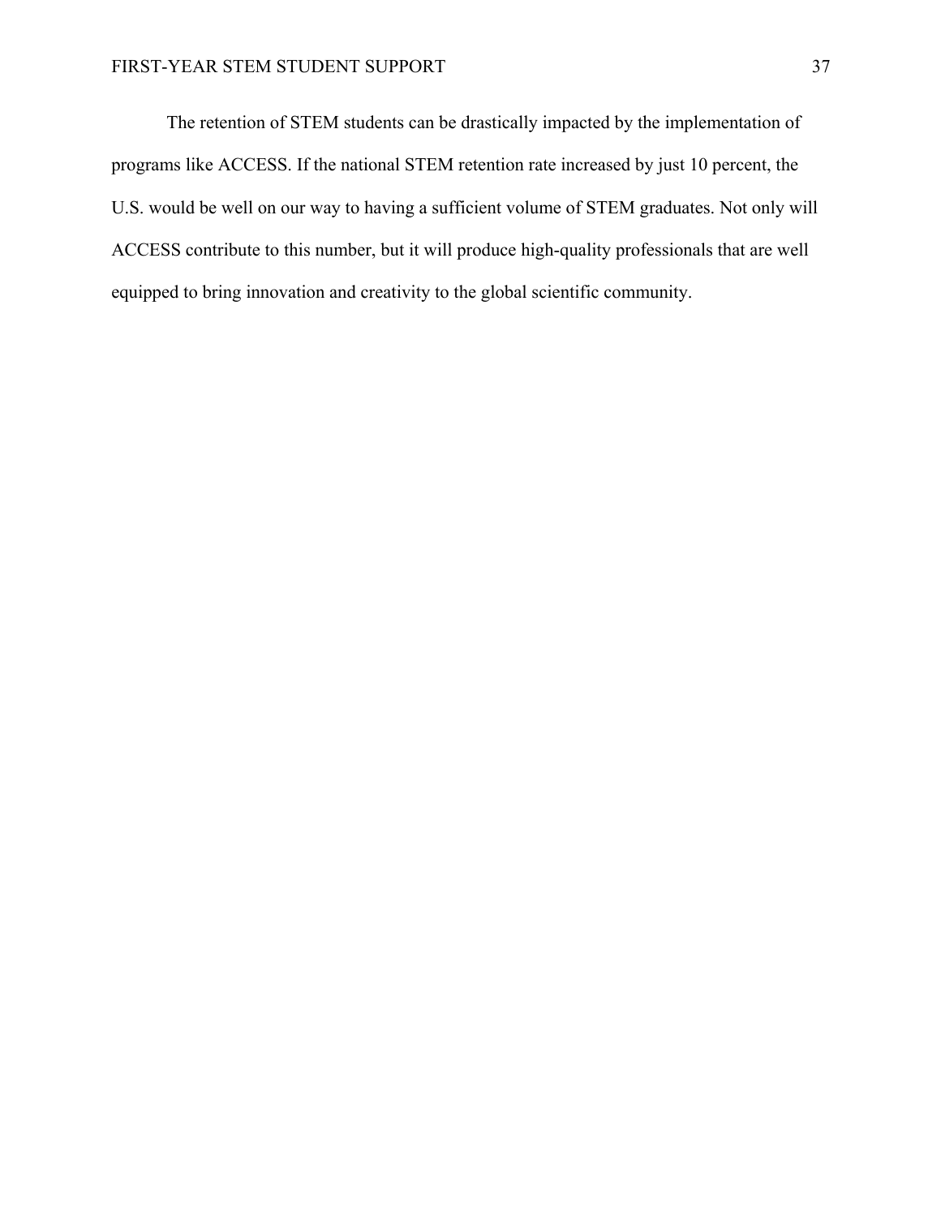The retention of STEM students can be drastically impacted by the implementation of programs like ACCESS. If the national STEM retention rate increased by just 10 percent, the U.S. would be well on our way to having a sufficient volume of STEM graduates. Not only will ACCESS contribute to this number, but it will produce high-quality professionals that are well equipped to bring innovation and creativity to the global scientific community.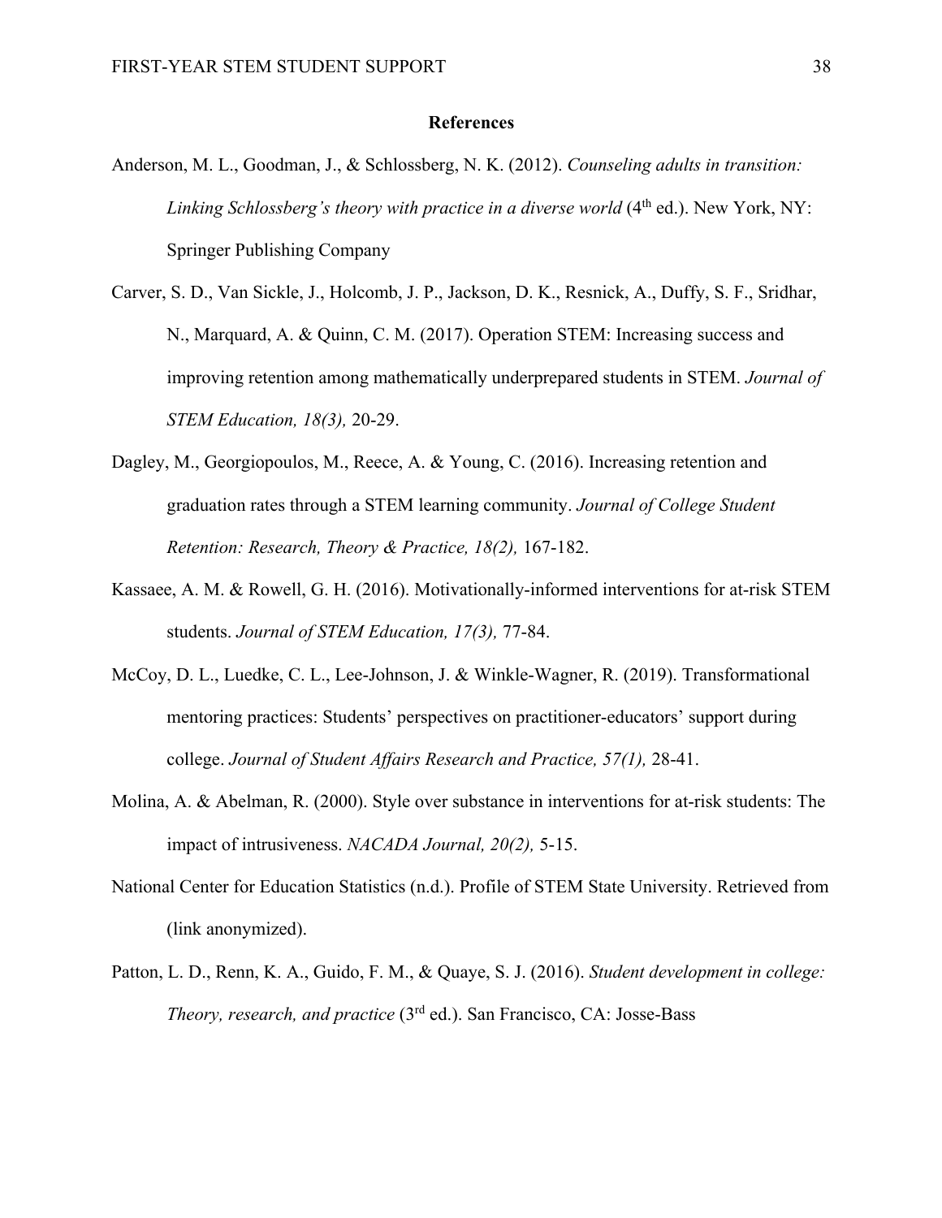## References

Anderson, M. L., Goodman, J., & Schlossberg, N. K. (2012). *Counseling adults in transition: Linking Schlossberg's theory with practice in a diverse world* (4th ed.). New York, NY: Springer Publishing Company

Carver, S. D., Van Sickle, J., Holcomb, J. P., Jackson, D. K., Resnick, A., Duffy, S. F., Sridhar, N., Marquard, A. & Quinn, C. M. (2017). Operation STEM: Increasing success and improving retention among mathematically underprepared students in STEM. *Journal of STEM Education, 18(3),* 20-29.

Dagley, M., Georgiopoulos, M., Reece, A. & Young, C. (2016). Increasing retention and graduation rates through a STEM learning community. *Journal of College Student Retention: Research, Theory & Practice, 18(2),* 167-182.

Kassaee, A. M. & Rowell, G. H. (2016). Motivationally-informed interventions for at-risk STEM students. *Journal of STEM Education, 17(3),* 77-84.

McCoy, D. L., Luedke, C. L., Lee-Johnson, J. & Winkle-Wagner, R. (2019). Transformational mentoring practices: Students' perspectives on practitioner-educators' support during college. *Journal of Student Affairs Research and Practice, 57(1),* 28-41.

Molina, A. & Abelman, R. (2000). Style over substance in interventions for at-risk students: The impact of intrusiveness. *NACADA Journal, 20(2),* 5-15.

National Center for Education Statistics (n.d.). Profile of STEM State University. Retrieved from (link anonymized).

Patton, L. D., Renn, K. A., Guido, F. M., & Quaye, S. J. (2016). *Student development in college: Theory, research, and practice* (3rd ed.). San Francisco, CA: Josse-Bass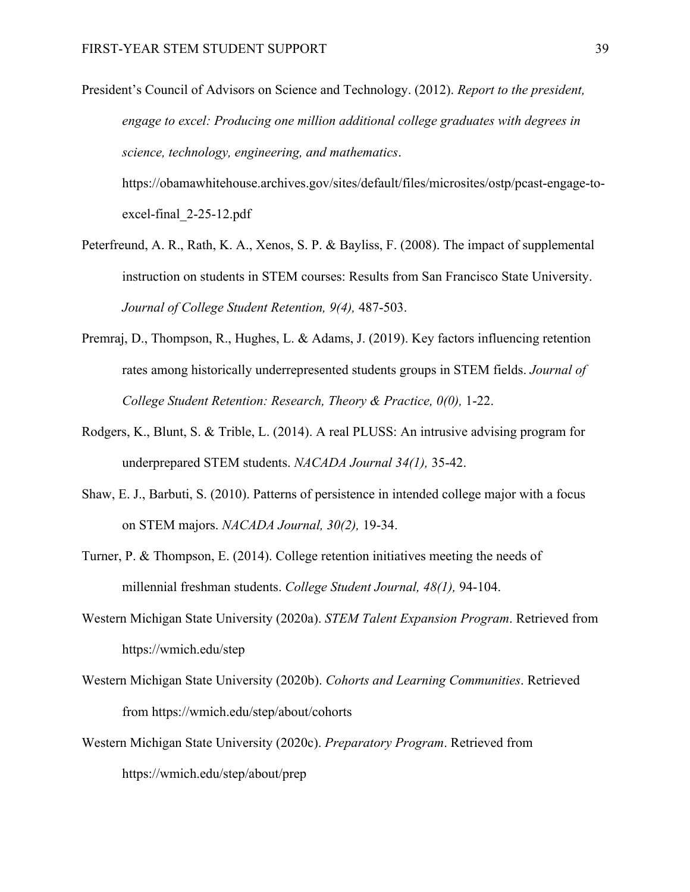President's Council of Advisors on Science and Technology. (2012). *Report to the president, engage to excel: Producing one million additional college graduates with degrees in science, technology, engineering, and mathematics*. https://obamawhitehouse.archives.gov/sites/default/files/microsites/ostp/pcast-engage-to-excel-final_2-25-12.pdf

Peterfreund, A. R., Rath, K. A., Xenos, S. P. & Bayliss, F. (2008). The impact of supplemental instruction on students in STEM courses: Results from San Francisco State University. *Journal of College Student Retention, 9(4),* 487-503.

Premraj, D., Thompson, R., Hughes, L. & Adams, J. (2019). Key factors influencing retention rates among historically underrepresented students groups in STEM fields. *Journal of College Student Retention: Research, Theory & Practice, 0(0),* 1-22.

Rodgers, K., Blunt, S. & Trible, L. (2014). A real PLUSS: An intrusive advising program for underprepared STEM students. *NACADA Journal 34(1),* 35-42.

Shaw, E. J., Barbuti, S. (2010). Patterns of persistence in intended college major with a focus on STEM majors. *NACADA Journal, 30(2),* 19-34.

Turner, P. & Thompson, E. (2014). College retention initiatives meeting the needs of millennial freshman students. *College Student Journal, 48(1),* 94-104.

Western Michigan State University (2020a). *STEM Talent Expansion Program*. Retrieved from https://wmich.edu/step

Western Michigan State University (2020b). *Cohorts and Learning Communities*. Retrieved from https://wmich.edu/step/about/cohorts

Western Michigan State University (2020c). *Preparatory Program*. Retrieved from https://wmich.edu/step/about/prep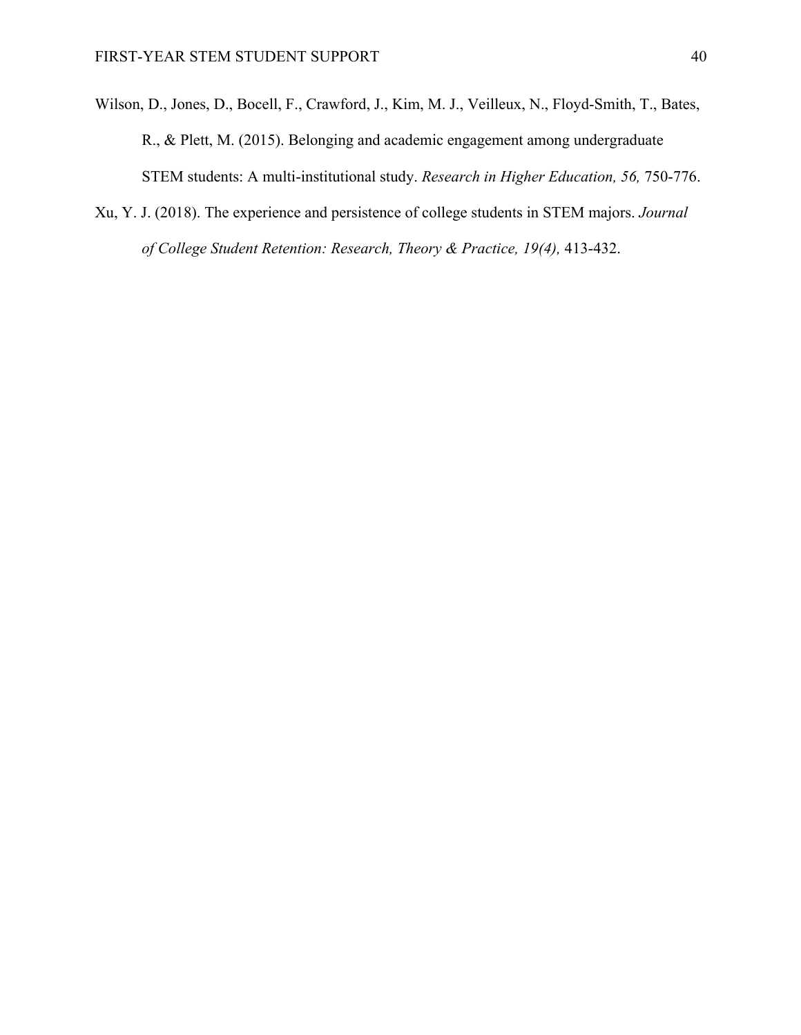Wilson, D., Jones, D., Bocell, F., Crawford, J., Kim, M. J., Veilleux, N., Floyd-Smith, T., Bates, R., & Plett, M. (2015). Belonging and academic engagement among undergraduate STEM students: A multi-institutional study. *Research in Higher Education, 56,* 750-776.

Xu, Y. J. (2018). The experience and persistence of college students in STEM majors. *Journal of College Student Retention: Research, Theory & Practice, 19(4),* 413-432.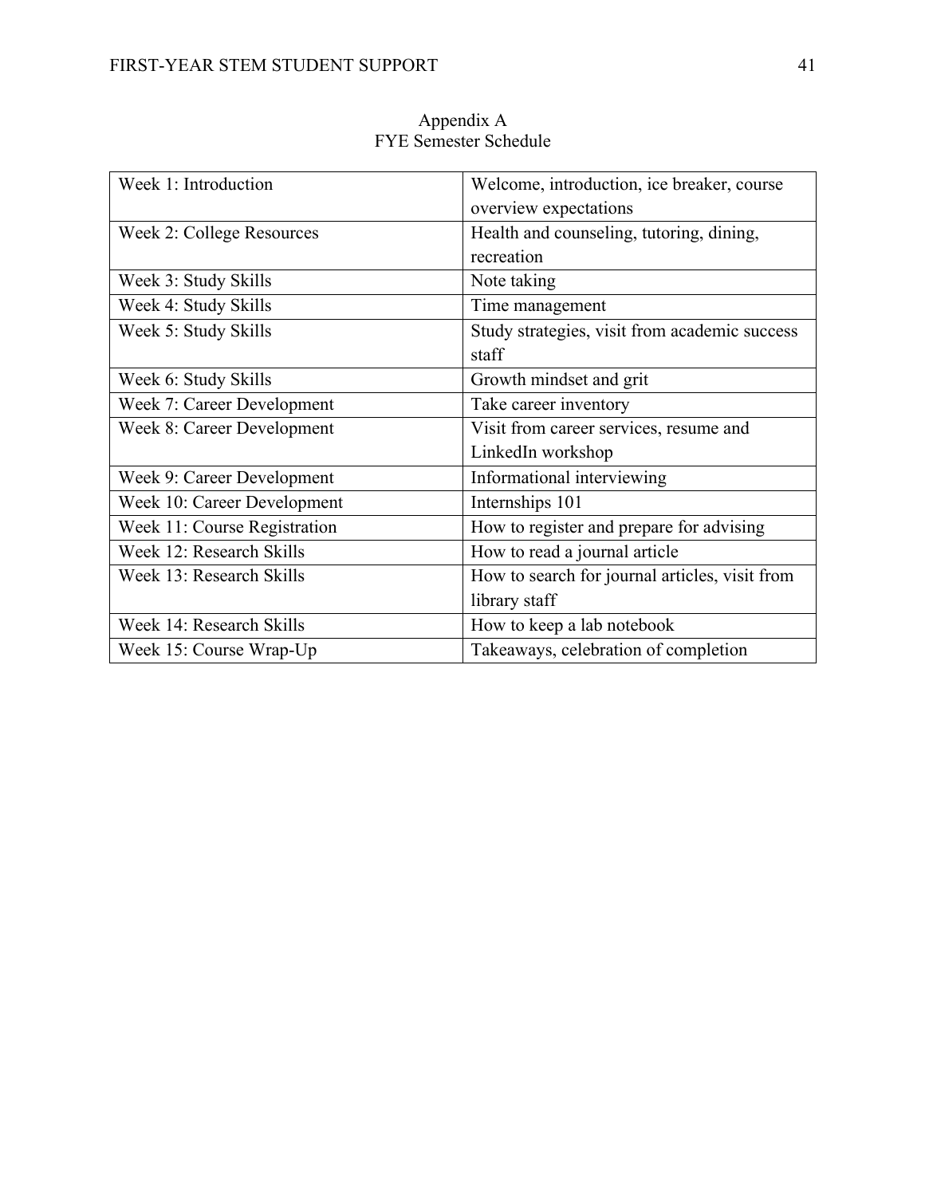# Appendix A

## FYE Semester Schedule

| | |
|---|---|
| Week 1: Introduction | Welcome, introduction, ice breaker, course overview expectations |
| Week 2: College Resources | Health and counseling, tutoring, dining, recreation |
| Week 3: Study Skills | Note taking |
| Week 4: Study Skills | Time management |
| Week 5: Study Skills | Study strategies, visit from academic success staff |
| Week 6: Study Skills | Growth mindset and grit |
| Week 7: Career Development | Take career inventory |
| Week 8: Career Development | Visit from career services, resume and LinkedIn workshop |
| Week 9: Career Development | Informational interviewing |
| Week 10: Career Development | Internships 101 |
| Week 11: Course Registration | How to register and prepare for advising |
| Week 12: Research Skills | How to read a journal article |
| Week 13: Research Skills | How to search for journal articles, visit from library staff |
| Week 14: Research Skills | How to keep a lab notebook |
| Week 15: Course Wrap-Up | Takeaways, celebration of completion |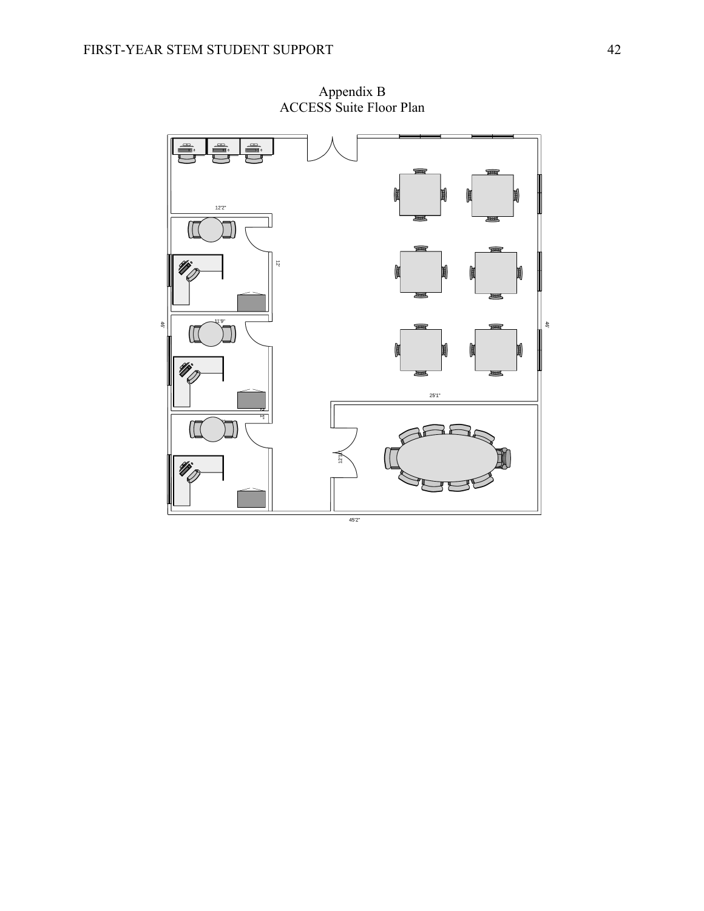# Appendix B

## ACCESS Suite Floor Plan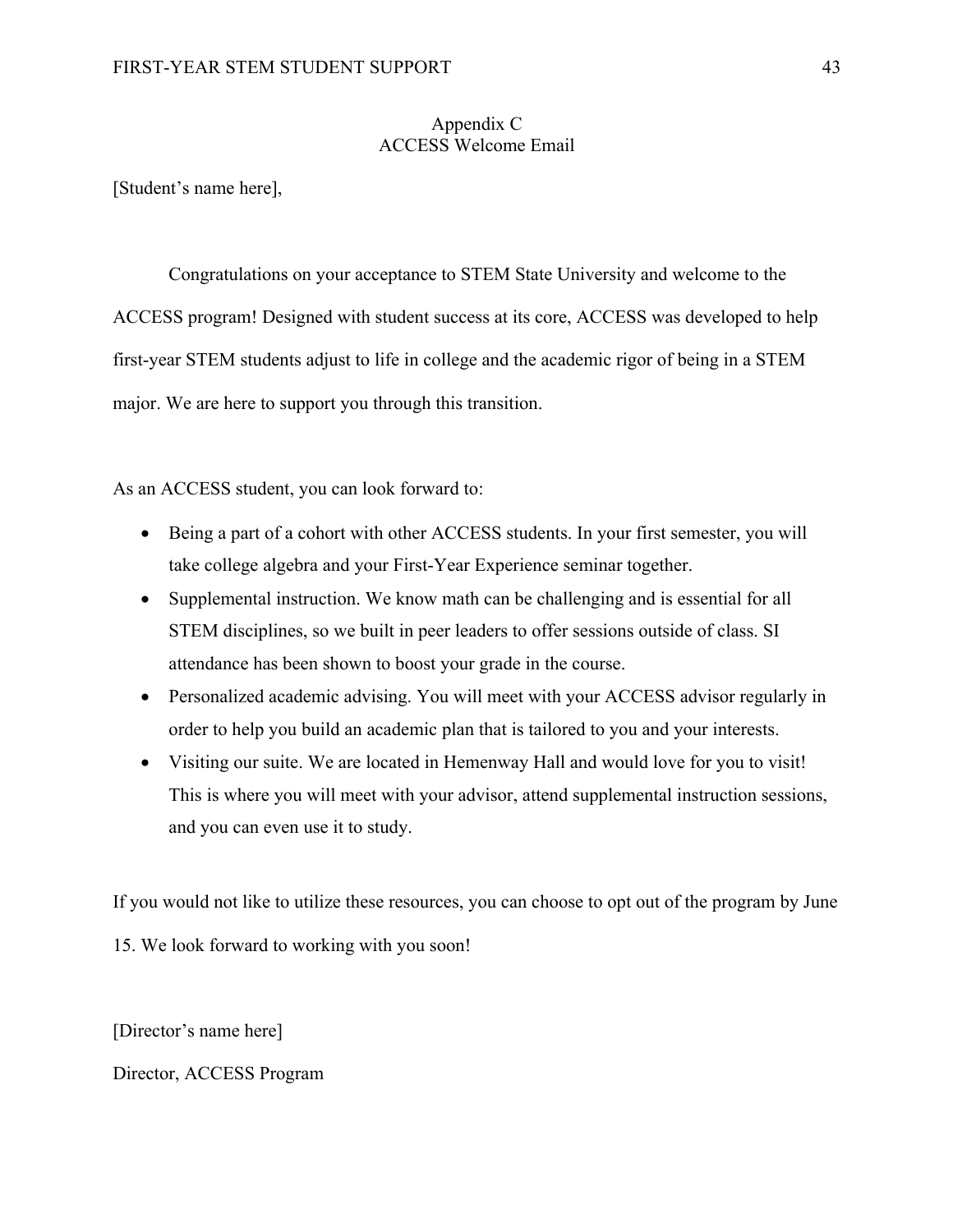# Appendix C
## ACCESS Welcome Email

[Student's name here],

Congratulations on your acceptance to STEM State University and welcome to the ACCESS program! Designed with student success at its core, ACCESS was developed to help first-year STEM students adjust to life in college and the academic rigor of being in a STEM major. We are here to support you through this transition.

As an ACCESS student, you can look forward to:

- Being a part of a cohort with other ACCESS students. In your first semester, you will take college algebra and your First-Year Experience seminar together.
- Supplemental instruction. We know math can be challenging and is essential for all STEM disciplines, so we built in peer leaders to offer sessions outside of class. SI attendance has been shown to boost your grade in the course.
- Personalized academic advising. You will meet with your ACCESS advisor regularly in order to help you build an academic plan that is tailored to you and your interests.
- Visiting our suite. We are located in Hemenway Hall and would love for you to visit! This is where you will meet with your advisor, attend supplemental instruction sessions, and you can even use it to study.

If you would not like to utilize these resources, you can choose to opt out of the program by June 15. We look forward to working with you soon!

[Director's name here]

Director, ACCESS Program